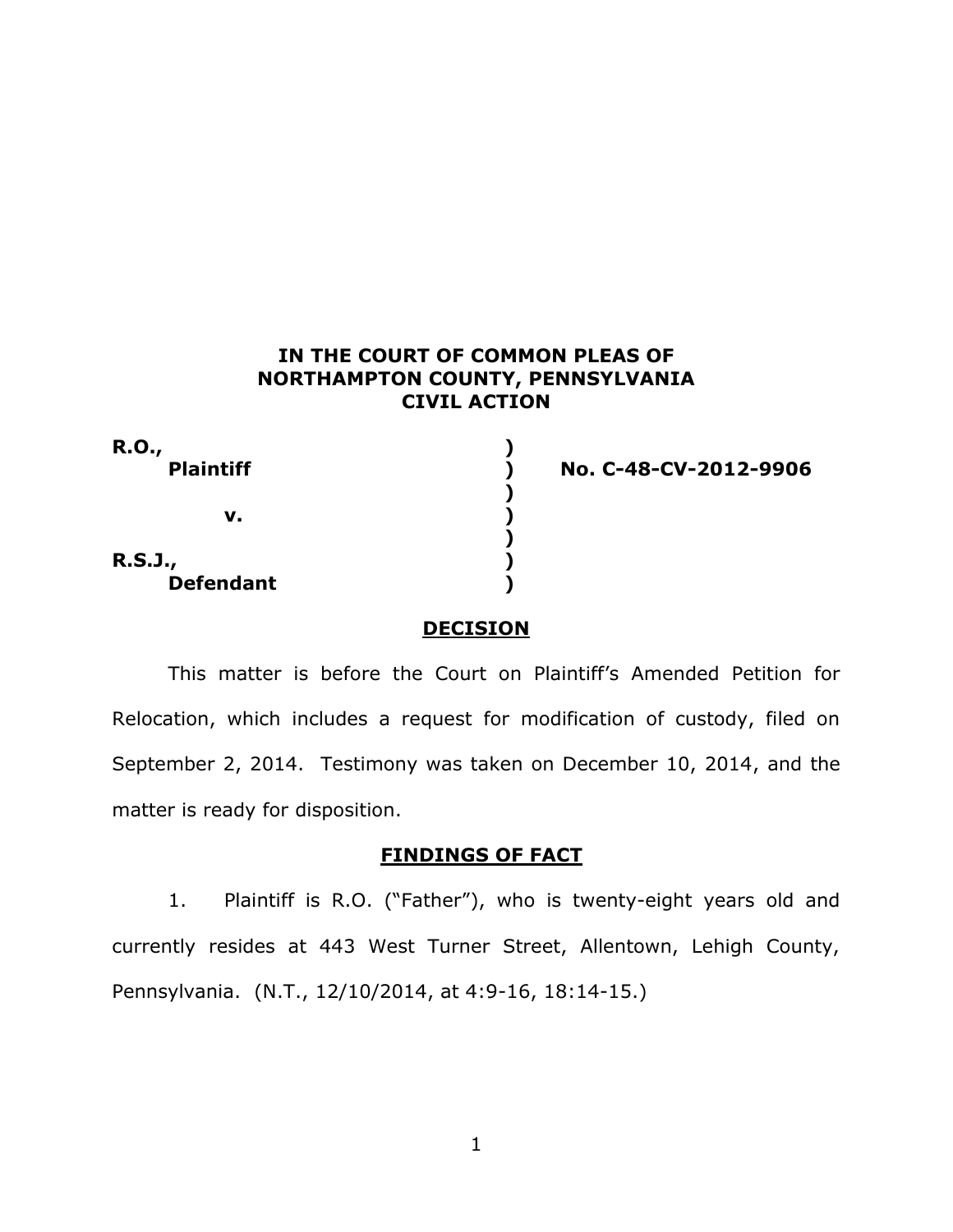**IN THE COURT OF COMMON PLEAS OF NORTHAMPTON COUNTY, PENNSYLVANIA CIVIL ACTION**

| | | |
|---|---|---|
| **R.O.,** | ) | |
| **Plaintiff** | ) | **No. C-48-CV-2012-9906** |
| | ) | |
| **v.** | ) | |
| | ) | |
| **R.S.J.,** | ) | |
| **Defendant** | ) | |

## DECISION

This matter is before the Court on Plaintiff's Amended Petition for Relocation, which includes a request for modification of custody, filed on September 2, 2014. Testimony was taken on December 10, 2014, and the matter is ready for disposition.

## FINDINGS OF FACT

1. Plaintiff is R.O. ("Father"), who is twenty-eight years old and currently resides at 443 West Turner Street, Allentown, Lehigh County, Pennsylvania. (N.T., 12/10/2014, at 4:9-16, 18:14-15.)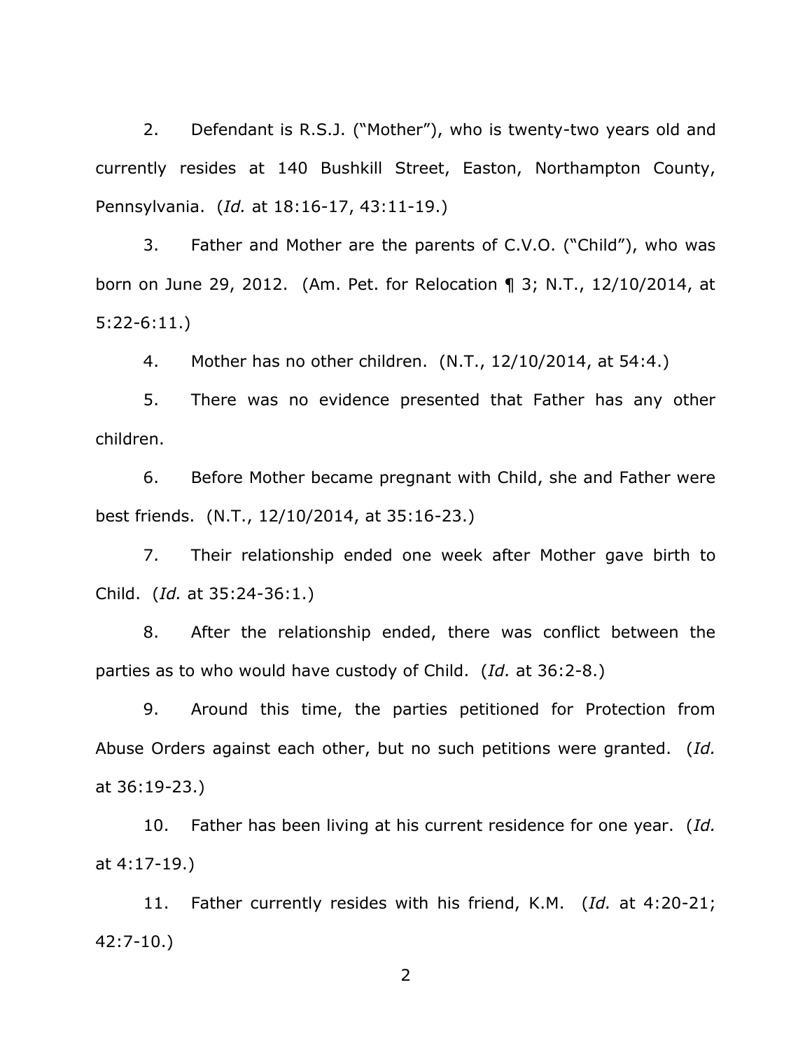2. Defendant is R.S.J. ("Mother"), who is twenty-two years old and currently resides at 140 Bushkill Street, Easton, Northampton County, Pennsylvania. (*Id.* at 18:16-17, 43:11-19.)

3. Father and Mother are the parents of C.V.O. ("Child"), who was born on June 29, 2012. (Am. Pet. for Relocation ¶ 3; N.T., 12/10/2014, at 5:22-6:11.)

4. Mother has no other children. (N.T., 12/10/2014, at 54:4.)

5. There was no evidence presented that Father has any other children.

6. Before Mother became pregnant with Child, she and Father were best friends. (N.T., 12/10/2014, at 35:16-23.)

7. Their relationship ended one week after Mother gave birth to Child. (*Id.* at 35:24-36:1.)

8. After the relationship ended, there was conflict between the parties as to who would have custody of Child. (*Id.* at 36:2-8.)

9. Around this time, the parties petitioned for Protection from Abuse Orders against each other, but no such petitions were granted. (*Id.* at 36:19-23.)

10. Father has been living at his current residence for one year. (*Id.* at 4:17-19.)

11. Father currently resides with his friend, K.M. (*Id.* at 4:20-21; 42:7-10.)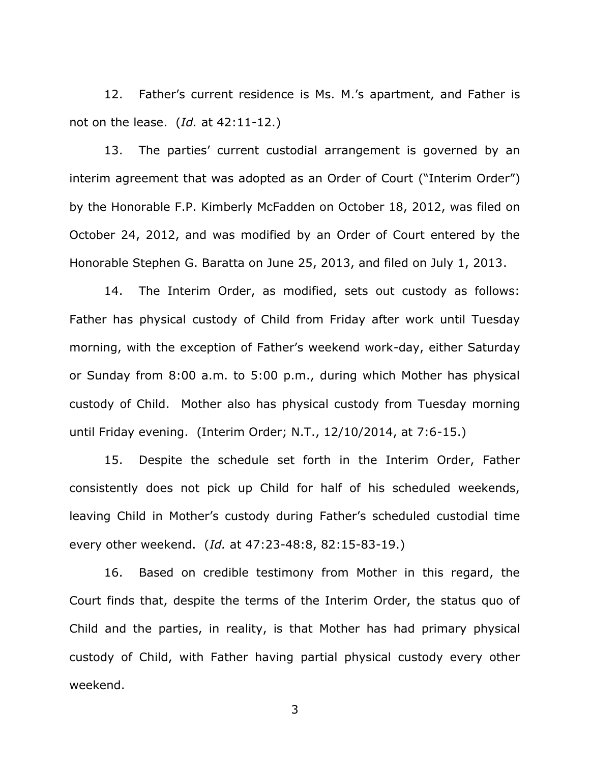12. Father's current residence is Ms. M.'s apartment, and Father is not on the lease. (*Id.* at 42:11-12.)

13. The parties' current custodial arrangement is governed by an interim agreement that was adopted as an Order of Court ("Interim Order") by the Honorable F.P. Kimberly McFadden on October 18, 2012, was filed on October 24, 2012, and was modified by an Order of Court entered by the Honorable Stephen G. Baratta on June 25, 2013, and filed on July 1, 2013.

14. The Interim Order, as modified, sets out custody as follows: Father has physical custody of Child from Friday after work until Tuesday morning, with the exception of Father's weekend work-day, either Saturday or Sunday from 8:00 a.m. to 5:00 p.m., during which Mother has physical custody of Child. Mother also has physical custody from Tuesday morning until Friday evening. (Interim Order; N.T., 12/10/2014, at 7:6-15.)

15. Despite the schedule set forth in the Interim Order, Father consistently does not pick up Child for half of his scheduled weekends, leaving Child in Mother's custody during Father's scheduled custodial time every other weekend. (*Id.* at 47:23-48:8, 82:15-83-19.)

16. Based on credible testimony from Mother in this regard, the Court finds that, despite the terms of the Interim Order, the status quo of Child and the parties, in reality, is that Mother has had primary physical custody of Child, with Father having partial physical custody every other weekend.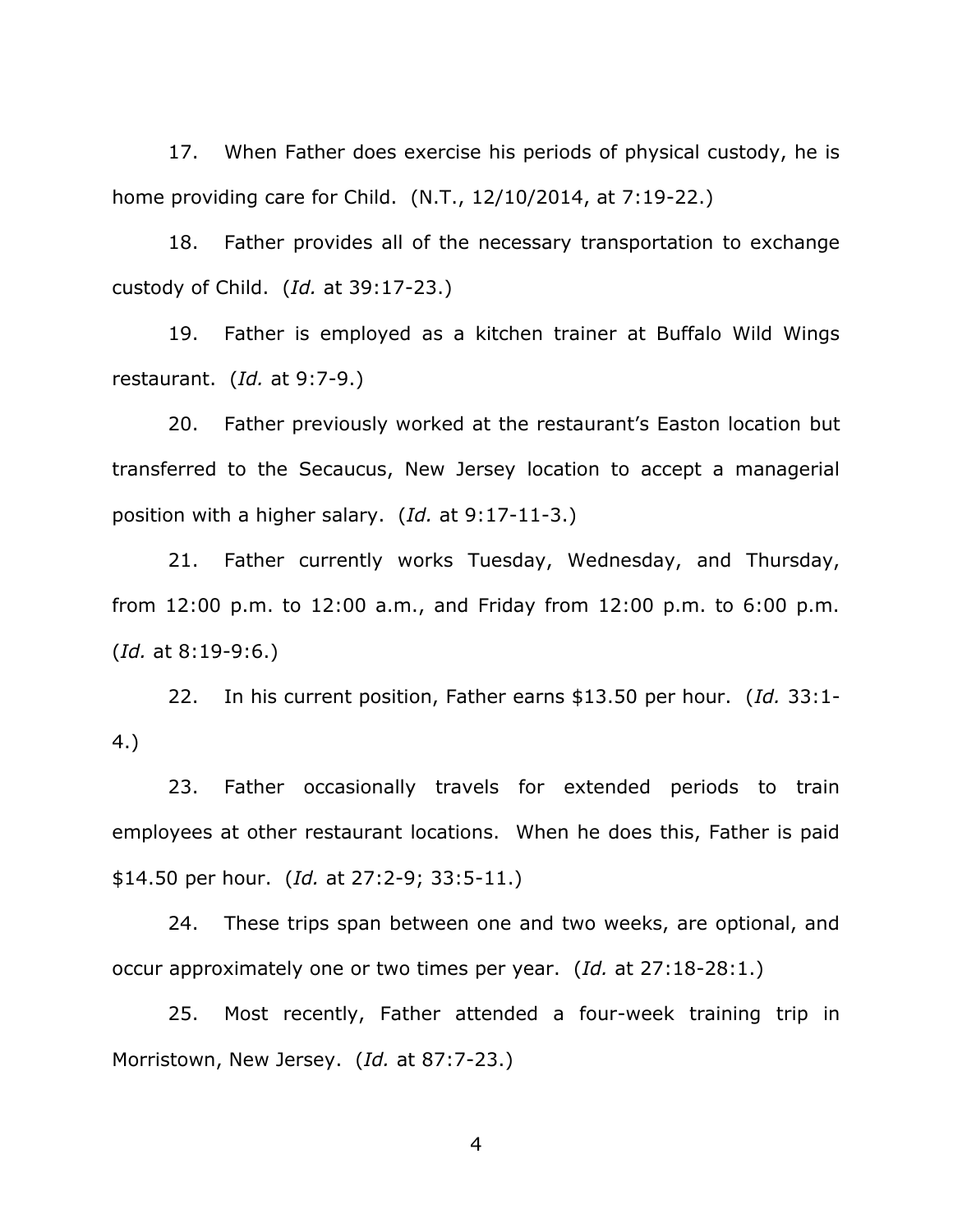17. When Father does exercise his periods of physical custody, he is home providing care for Child. (N.T., 12/10/2014, at 7:19-22.)

18. Father provides all of the necessary transportation to exchange custody of Child. (*Id.* at 39:17-23.)

19. Father is employed as a kitchen trainer at Buffalo Wild Wings restaurant. (*Id.* at 9:7-9.)

20. Father previously worked at the restaurant's Easton location but transferred to the Secaucus, New Jersey location to accept a managerial position with a higher salary. (*Id.* at 9:17-11-3.)

21. Father currently works Tuesday, Wednesday, and Thursday, from 12:00 p.m. to 12:00 a.m., and Friday from 12:00 p.m. to 6:00 p.m. (*Id.* at 8:19-9:6.)

22. In his current position, Father earns $13.50 per hour. (*Id.* 33:1-4.)

23. Father occasionally travels for extended periods to train employees at other restaurant locations. When he does this, Father is paid $14.50 per hour. (*Id.* at 27:2-9; 33:5-11.)

24. These trips span between one and two weeks, are optional, and occur approximately one or two times per year. (*Id.* at 27:18-28:1.)

25. Most recently, Father attended a four-week training trip in Morristown, New Jersey. (*Id.* at 87:7-23.)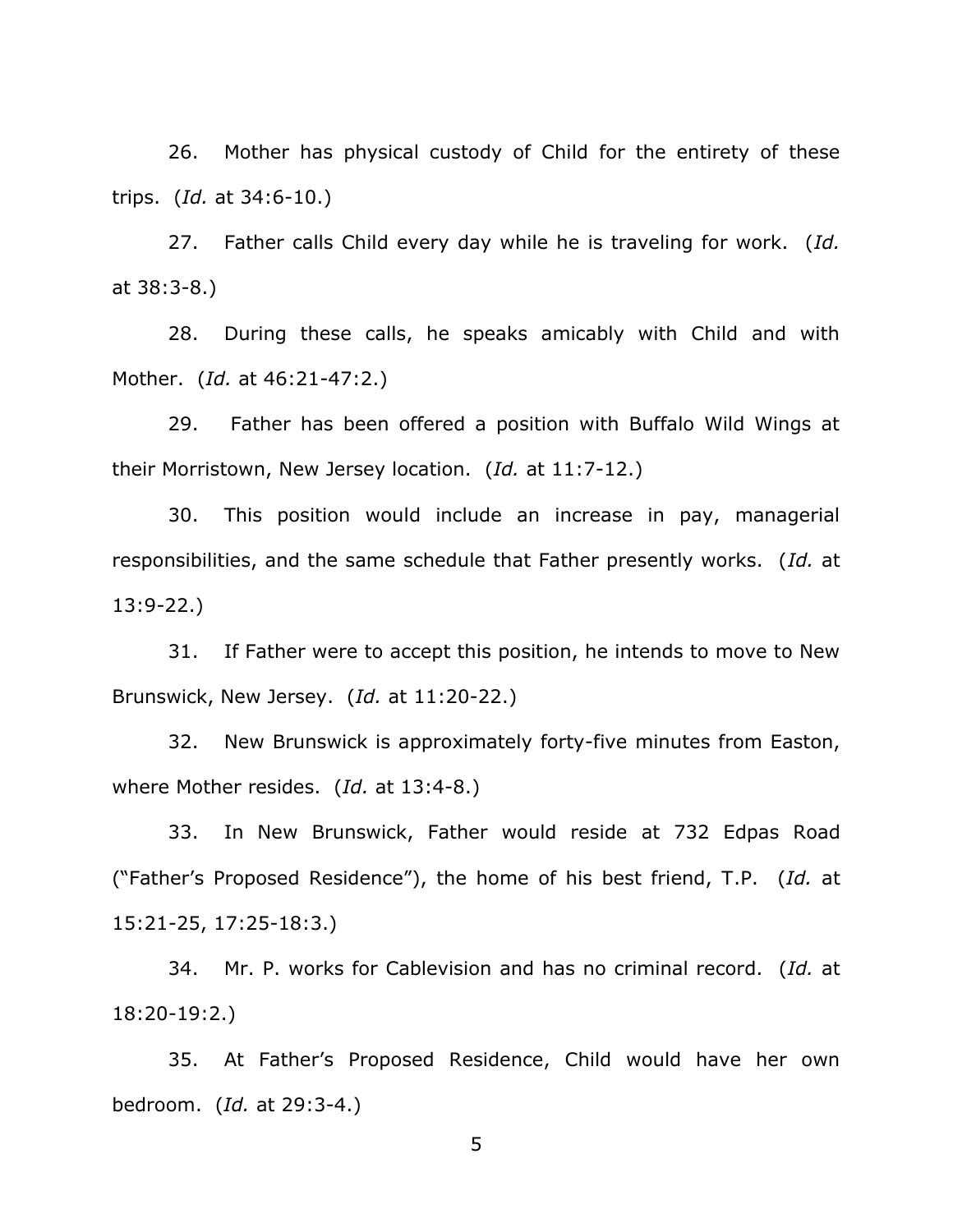26. Mother has physical custody of Child for the entirety of these trips. (*Id.* at 34:6-10.)

27. Father calls Child every day while he is traveling for work. (*Id.* at 38:3-8.)

28. During these calls, he speaks amicably with Child and with Mother. (*Id.* at 46:21-47:2.)

29. Father has been offered a position with Buffalo Wild Wings at their Morristown, New Jersey location. (*Id.* at 11:7-12.)

30. This position would include an increase in pay, managerial responsibilities, and the same schedule that Father presently works. (*Id.* at 13:9-22.)

31. If Father were to accept this position, he intends to move to New Brunswick, New Jersey. (*Id.* at 11:20-22.)

32. New Brunswick is approximately forty-five minutes from Easton, where Mother resides. (*Id.* at 13:4-8.)

33. In New Brunswick, Father would reside at 732 Edpas Road ("Father's Proposed Residence"), the home of his best friend, T.P. (*Id.* at 15:21-25, 17:25-18:3.)

34. Mr. P. works for Cablevision and has no criminal record. (*Id.* at 18:20-19:2.)

35. At Father's Proposed Residence, Child would have her own bedroom. (*Id.* at 29:3-4.)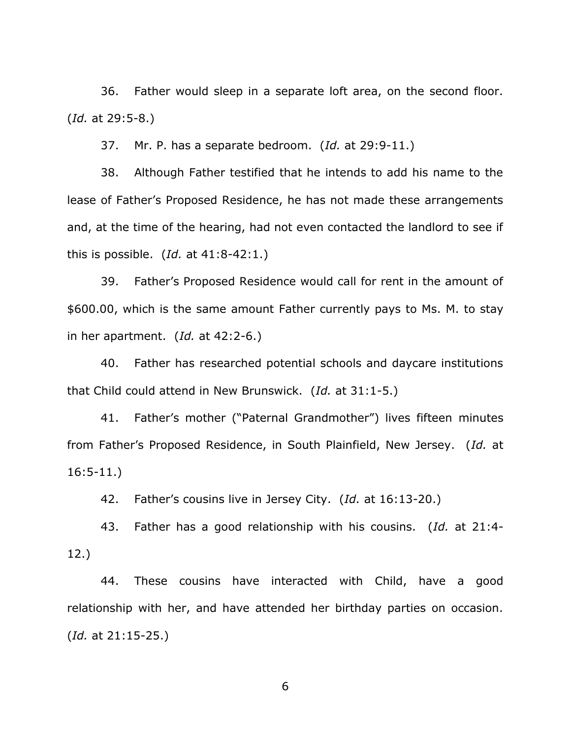36. Father would sleep in a separate loft area, on the second floor. (*Id.* at 29:5-8.)

37. Mr. P. has a separate bedroom. (*Id.* at 29:9-11.)

38. Although Father testified that he intends to add his name to the lease of Father's Proposed Residence, he has not made these arrangements and, at the time of the hearing, had not even contacted the landlord to see if this is possible. (*Id.* at 41:8-42:1.)

39. Father's Proposed Residence would call for rent in the amount of $600.00, which is the same amount Father currently pays to Ms. M. to stay in her apartment. (*Id.* at 42:2-6.)

40. Father has researched potential schools and daycare institutions that Child could attend in New Brunswick. (*Id.* at 31:1-5.)

41. Father's mother ("Paternal Grandmother") lives fifteen minutes from Father's Proposed Residence, in South Plainfield, New Jersey. (*Id.* at 16:5-11.)

42. Father's cousins live in Jersey City. (*Id.* at 16:13-20.)

43. Father has a good relationship with his cousins. (*Id.* at 21:4-12.)

44. These cousins have interacted with Child, have a good relationship with her, and have attended her birthday parties on occasion. (*Id.* at 21:15-25.)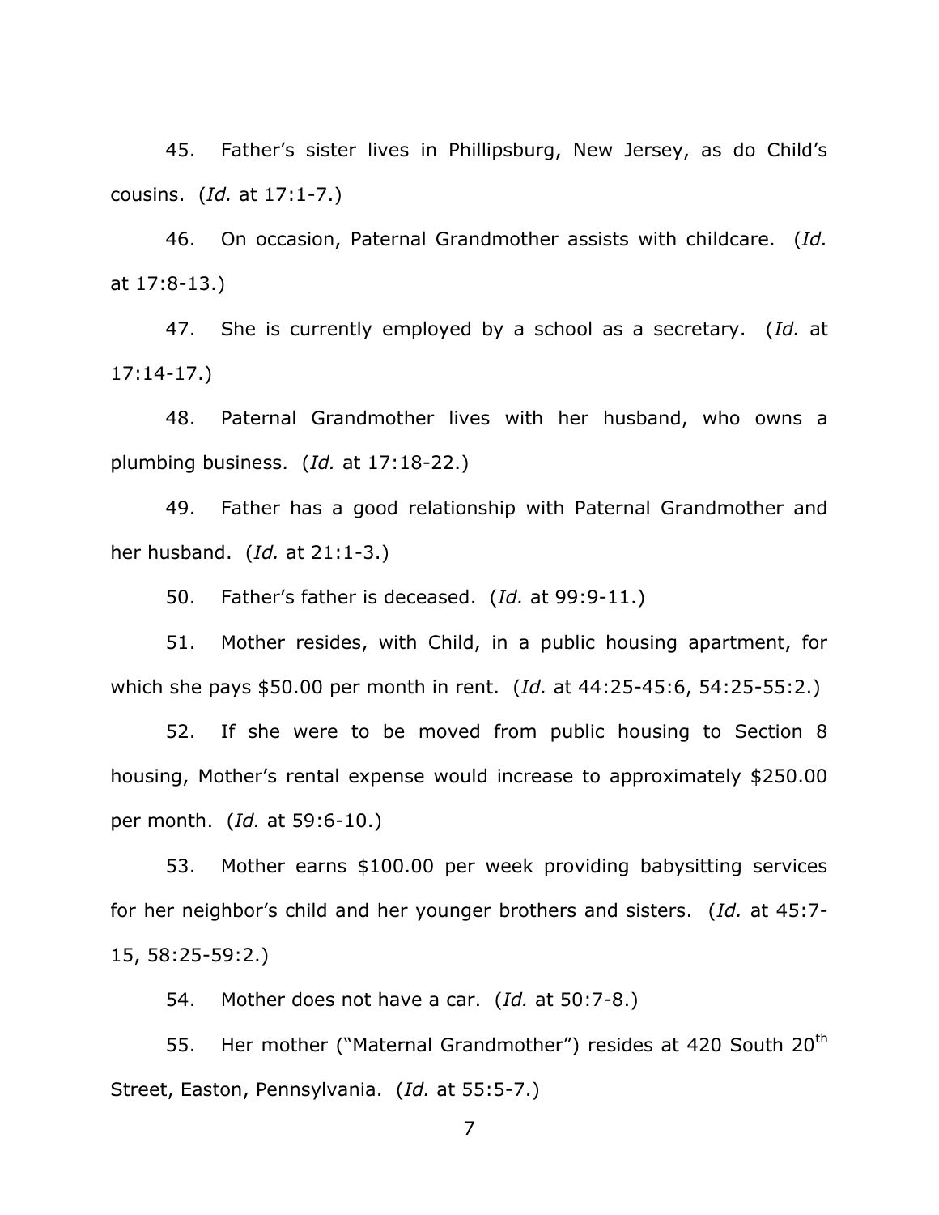45. Father's sister lives in Phillipsburg, New Jersey, as do Child's cousins. (*Id.* at 17:1-7.)

46. On occasion, Paternal Grandmother assists with childcare. (*Id.* at 17:8-13.)

47. She is currently employed by a school as a secretary. (*Id.* at 17:14-17.)

48. Paternal Grandmother lives with her husband, who owns a plumbing business. (*Id.* at 17:18-22.)

49. Father has a good relationship with Paternal Grandmother and her husband. (*Id.* at 21:1-3.)

50. Father's father is deceased. (*Id.* at 99:9-11.)

51. Mother resides, with Child, in a public housing apartment, for which she pays $50.00 per month in rent. (*Id.* at 44:25-45:6, 54:25-55:2.)

52. If she were to be moved from public housing to Section 8 housing, Mother's rental expense would increase to approximately $250.00 per month. (*Id.* at 59:6-10.)

53. Mother earns $100.00 per week providing babysitting services for her neighbor's child and her younger brothers and sisters. (*Id.* at 45:7-15, 58:25-59:2.)

54. Mother does not have a car. (*Id.* at 50:7-8.)

55. Her mother ("Maternal Grandmother") resides at 420 South 20th Street, Easton, Pennsylvania. (*Id.* at 55:5-7.)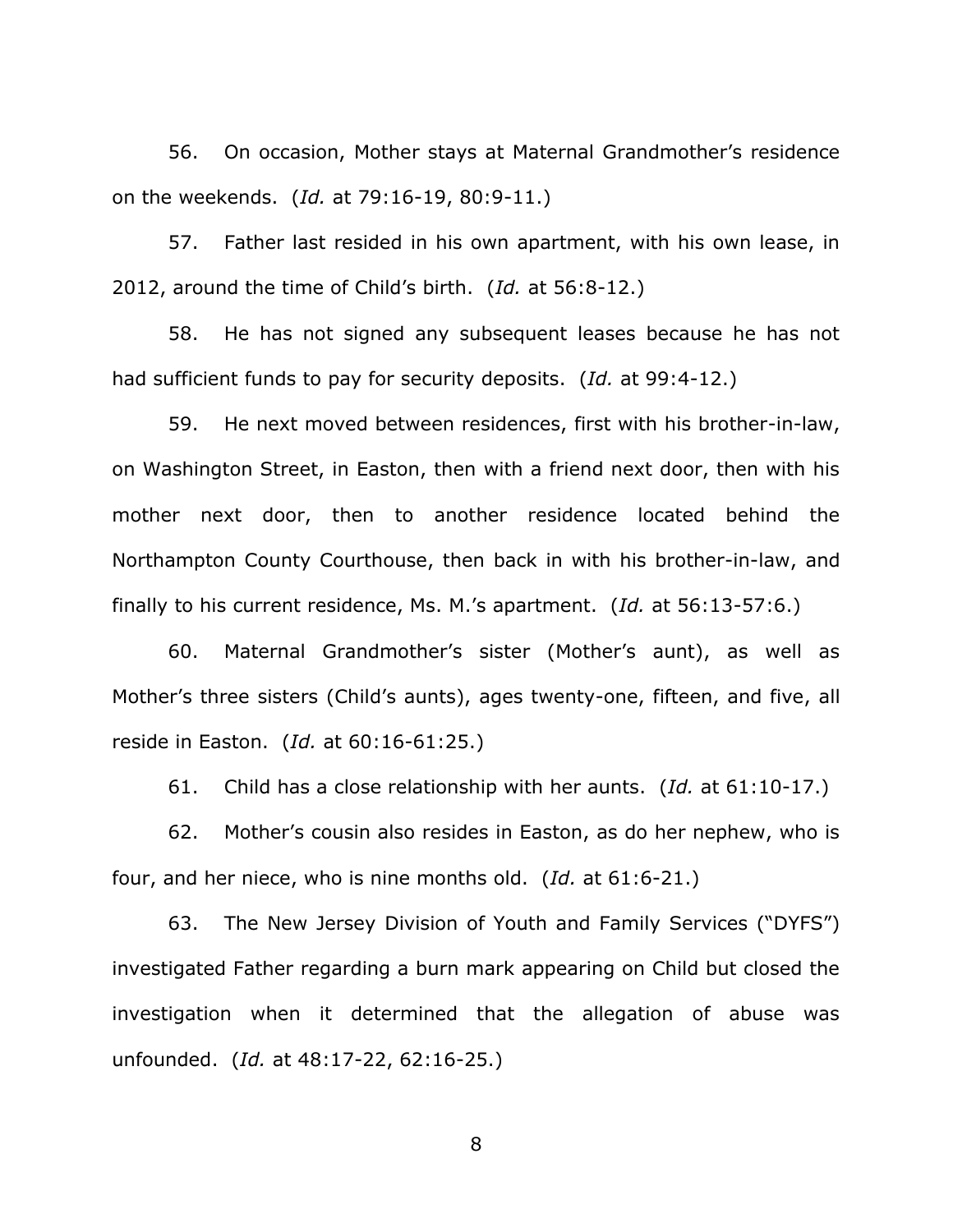56. On occasion, Mother stays at Maternal Grandmother's residence on the weekends. (*Id.* at 79:16-19, 80:9-11.)

57. Father last resided in his own apartment, with his own lease, in 2012, around the time of Child's birth. (*Id.* at 56:8-12.)

58. He has not signed any subsequent leases because he has not had sufficient funds to pay for security deposits. (*Id.* at 99:4-12.)

59. He next moved between residences, first with his brother-in-law, on Washington Street, in Easton, then with a friend next door, then with his mother next door, then to another residence located behind the Northampton County Courthouse, then back in with his brother-in-law, and finally to his current residence, Ms. M.'s apartment. (*Id.* at 56:13-57:6.)

60. Maternal Grandmother's sister (Mother's aunt), as well as Mother's three sisters (Child's aunts), ages twenty-one, fifteen, and five, all reside in Easton. (*Id.* at 60:16-61:25.)

61. Child has a close relationship with her aunts. (*Id.* at 61:10-17.)

62. Mother's cousin also resides in Easton, as do her nephew, who is four, and her niece, who is nine months old. (*Id.* at 61:6-21.)

63. The New Jersey Division of Youth and Family Services ("DYFS") investigated Father regarding a burn mark appearing on Child but closed the investigation when it determined that the allegation of abuse was unfounded. (*Id.* at 48:17-22, 62:16-25.)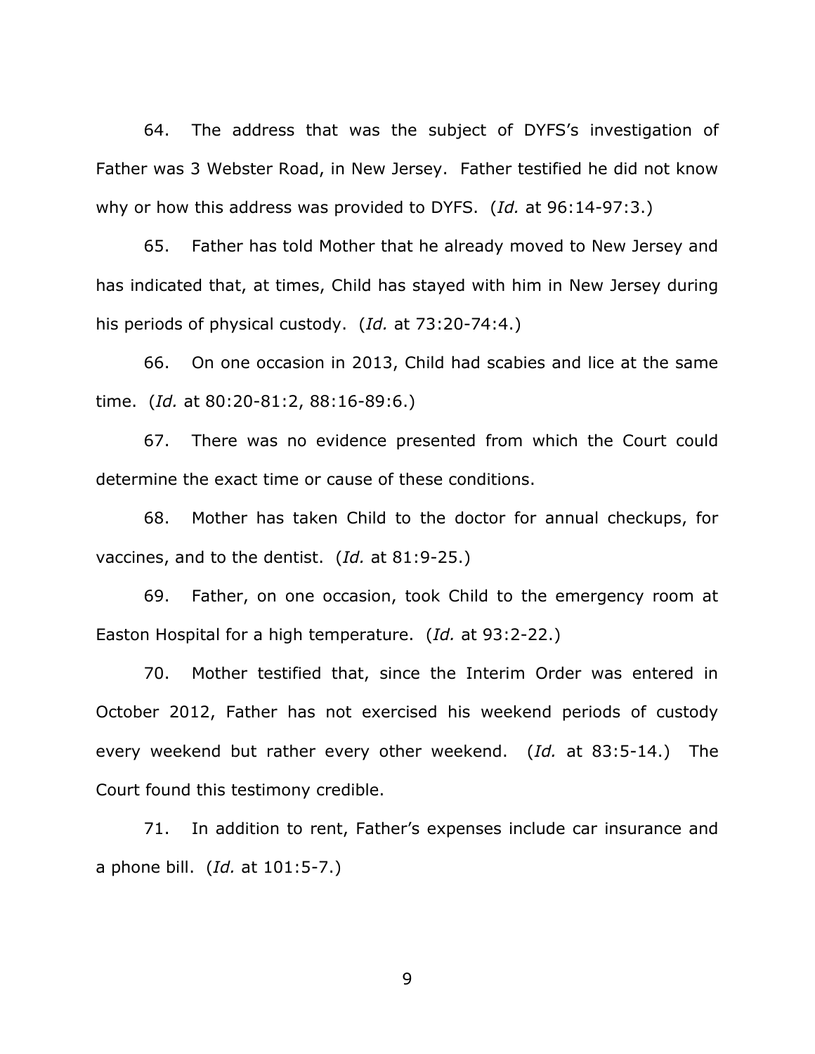64. The address that was the subject of DYFS's investigation of Father was 3 Webster Road, in New Jersey. Father testified he did not know why or how this address was provided to DYFS. (*Id.* at 96:14-97:3.)

65. Father has told Mother that he already moved to New Jersey and has indicated that, at times, Child has stayed with him in New Jersey during his periods of physical custody. (*Id.* at 73:20-74:4.)

66. On one occasion in 2013, Child had scabies and lice at the same time. (*Id.* at 80:20-81:2, 88:16-89:6.)

67. There was no evidence presented from which the Court could determine the exact time or cause of these conditions.

68. Mother has taken Child to the doctor for annual checkups, for vaccines, and to the dentist. (*Id.* at 81:9-25.)

69. Father, on one occasion, took Child to the emergency room at Easton Hospital for a high temperature. (*Id.* at 93:2-22.)

70. Mother testified that, since the Interim Order was entered in October 2012, Father has not exercised his weekend periods of custody every weekend but rather every other weekend. (*Id.* at 83:5-14.) The Court found this testimony credible.

71. In addition to rent, Father's expenses include car insurance and a phone bill. (*Id.* at 101:5-7.)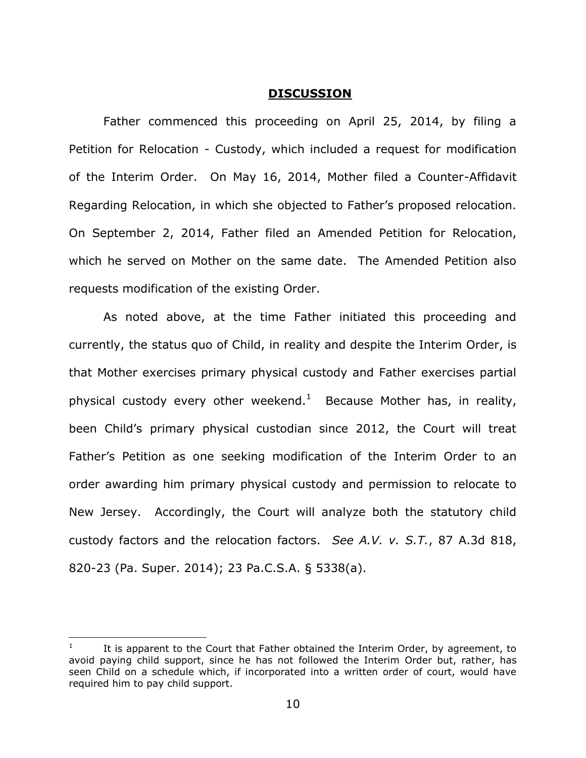## **DISCUSSION**

Father commenced this proceeding on April 25, 2014, by filing a Petition for Relocation - Custody, which included a request for modification of the Interim Order. On May 16, 2014, Mother filed a Counter-Affidavit Regarding Relocation, in which she objected to Father's proposed relocation. On September 2, 2014, Father filed an Amended Petition for Relocation, which he served on Mother on the same date. The Amended Petition also requests modification of the existing Order.

As noted above, at the time Father initiated this proceeding and currently, the status quo of Child, in reality and despite the Interim Order, is that Mother exercises primary physical custody and Father exercises partial physical custody every other weekend.[1] Because Mother has, in reality, been Child's primary physical custodian since 2012, the Court will treat Father's Petition as one seeking modification of the Interim Order to an order awarding him primary physical custody and permission to relocate to New Jersey. Accordingly, the Court will analyze both the statutory child custody factors and the relocation factors. *See A.V. v. S.T.*, 87 A.3d 818, 820-23 (Pa. Super. 2014); 23 Pa.C.S.A. § 5338(a).

---

[1] It is apparent to the Court that Father obtained the Interim Order, by agreement, to avoid paying child support, since he has not followed the Interim Order but, rather, has seen Child on a schedule which, if incorporated into a written order of court, would have required him to pay child support.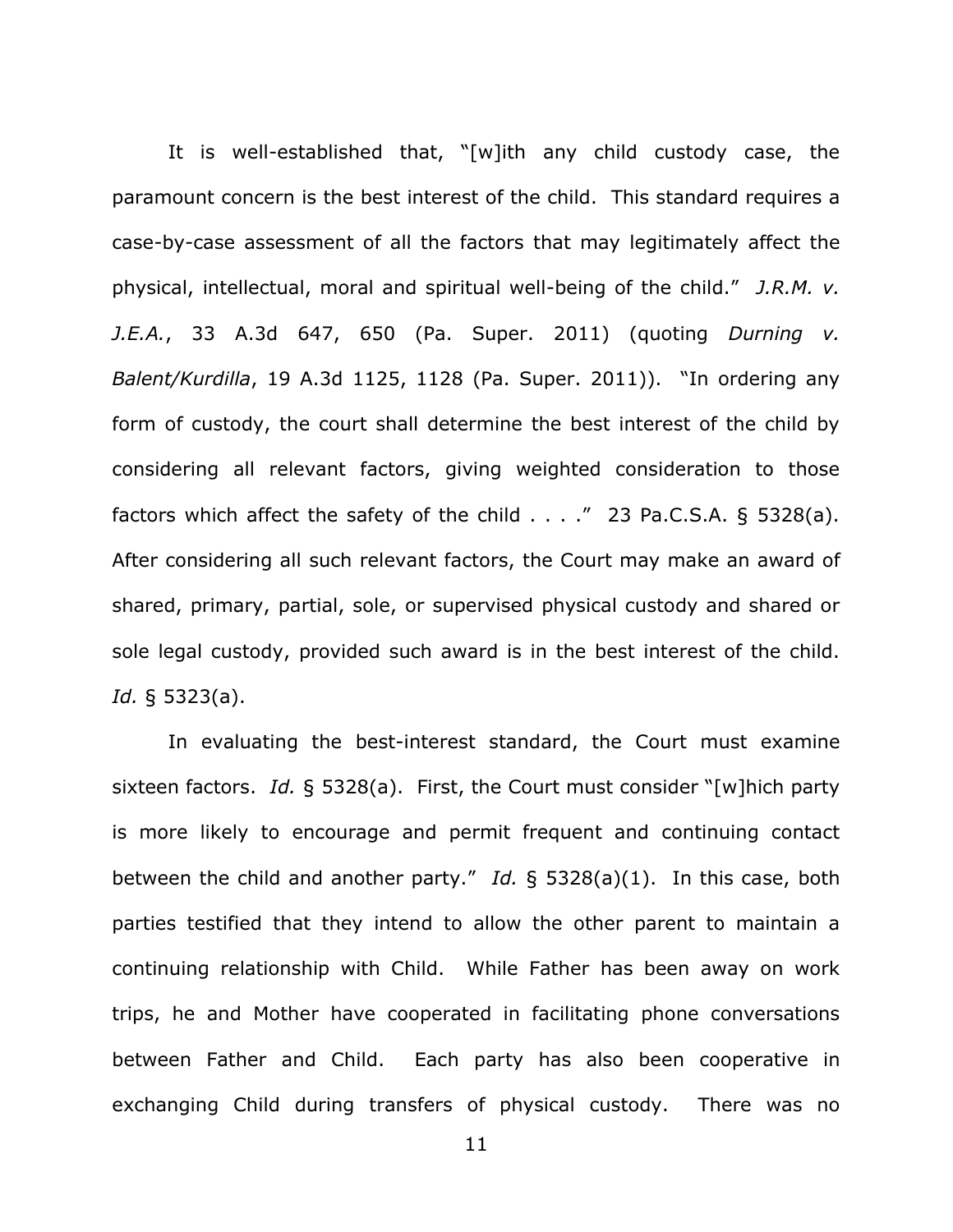It is well-established that, "[w]ith any child custody case, the paramount concern is the best interest of the child. This standard requires a case-by-case assessment of all the factors that may legitimately affect the physical, intellectual, moral and spiritual well-being of the child." *J.R.M. v. J.E.A.*, 33 A.3d 647, 650 (Pa. Super. 2011) (quoting *Durning v. Balent/Kurdilla*, 19 A.3d 1125, 1128 (Pa. Super. 2011)). "In ordering any form of custody, the court shall determine the best interest of the child by considering all relevant factors, giving weighted consideration to those factors which affect the safety of the child . . . ." 23 Pa.C.S.A. § 5328(a). After considering all such relevant factors, the Court may make an award of shared, primary, partial, sole, or supervised physical custody and shared or sole legal custody, provided such award is in the best interest of the child. *Id.* § 5323(a).

In evaluating the best-interest standard, the Court must examine sixteen factors. *Id.* § 5328(a). First, the Court must consider "[w]hich party is more likely to encourage and permit frequent and continuing contact between the child and another party." *Id.* § 5328(a)(1). In this case, both parties testified that they intend to allow the other parent to maintain a continuing relationship with Child. While Father has been away on work trips, he and Mother have cooperated in facilitating phone conversations between Father and Child. Each party has also been cooperative in exchanging Child during transfers of physical custody. There was no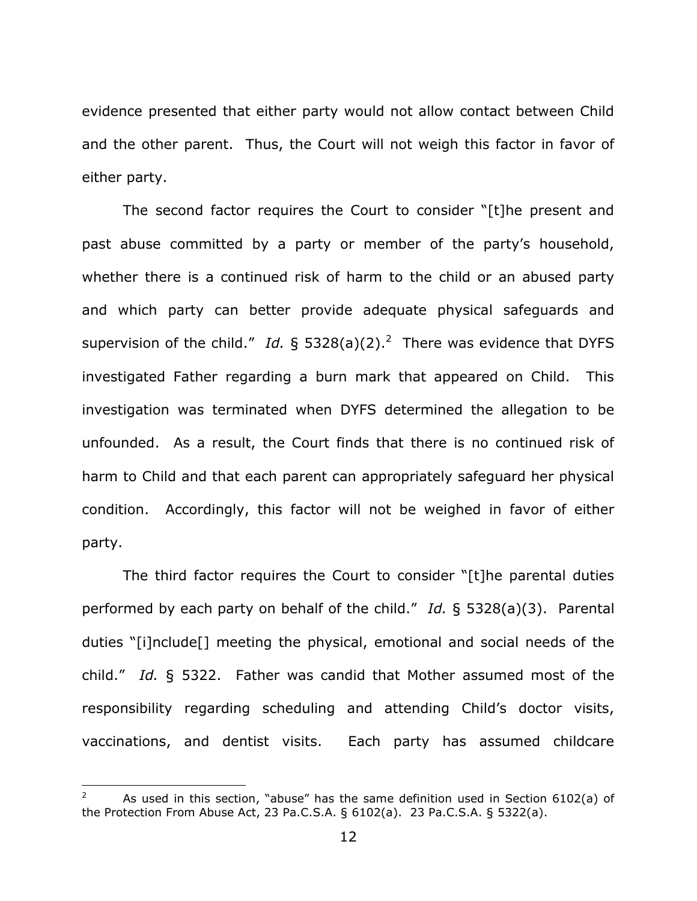evidence presented that either party would not allow contact between Child and the other parent. Thus, the Court will not weigh this factor in favor of either party.

The second factor requires the Court to consider "[t]he present and past abuse committed by a party or member of the party's household, whether there is a continued risk of harm to the child or an abused party and which party can better provide adequate physical safeguards and supervision of the child." *Id.* § 5328(a)(2).[2] There was evidence that DYFS investigated Father regarding a burn mark that appeared on Child. This investigation was terminated when DYFS determined the allegation to be unfounded. As a result, the Court finds that there is no continued risk of harm to Child and that each parent can appropriately safeguard her physical condition. Accordingly, this factor will not be weighed in favor of either party.

The third factor requires the Court to consider "[t]he parental duties performed by each party on behalf of the child." *Id.* § 5328(a)(3). Parental duties "[i]nclude[] meeting the physical, emotional and social needs of the child." *Id.* § 5322. Father was candid that Mother assumed most of the responsibility regarding scheduling and attending Child's doctor visits, vaccinations, and dentist visits. Each party has assumed childcare

---

[2] As used in this section, "abuse" has the same definition used in Section 6102(a) of the Protection From Abuse Act, 23 Pa.C.S.A. § 6102(a). 23 Pa.C.S.A. § 5322(a).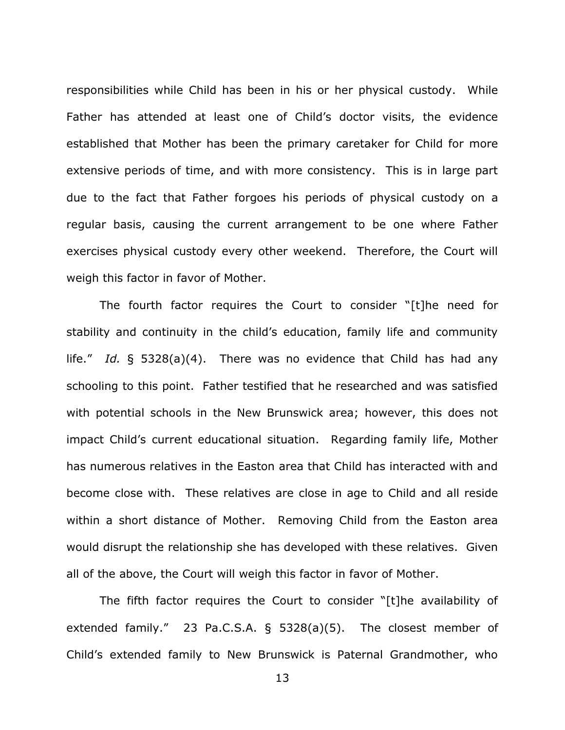responsibilities while Child has been in his or her physical custody. While Father has attended at least one of Child's doctor visits, the evidence established that Mother has been the primary caretaker for Child for more extensive periods of time, and with more consistency. This is in large part due to the fact that Father forgoes his periods of physical custody on a regular basis, causing the current arrangement to be one where Father exercises physical custody every other weekend. Therefore, the Court will weigh this factor in favor of Mother.

The fourth factor requires the Court to consider "[t]he need for stability and continuity in the child's education, family life and community life." *Id.* § 5328(a)(4). There was no evidence that Child has had any schooling to this point. Father testified that he researched and was satisfied with potential schools in the New Brunswick area; however, this does not impact Child's current educational situation. Regarding family life, Mother has numerous relatives in the Easton area that Child has interacted with and become close with. These relatives are close in age to Child and all reside within a short distance of Mother. Removing Child from the Easton area would disrupt the relationship she has developed with these relatives. Given all of the above, the Court will weigh this factor in favor of Mother.

The fifth factor requires the Court to consider "[t]he availability of extended family." 23 Pa.C.S.A. § 5328(a)(5). The closest member of Child's extended family to New Brunswick is Paternal Grandmother, who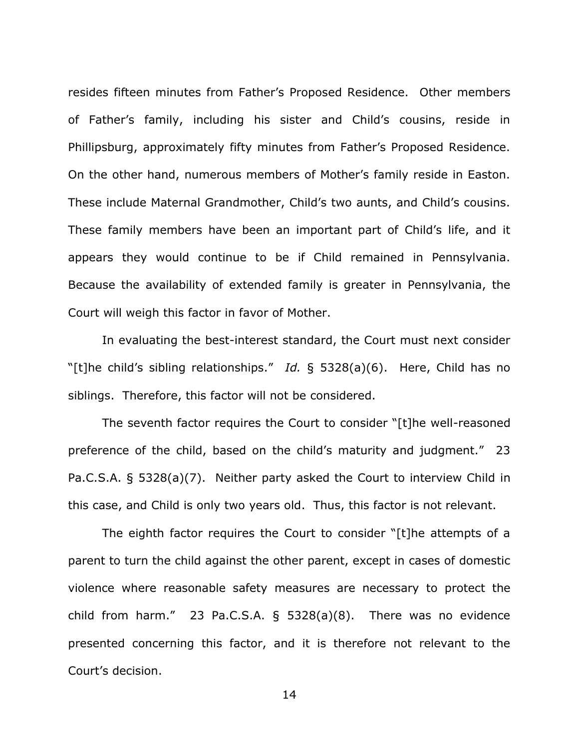resides fifteen minutes from Father's Proposed Residence. Other members of Father's family, including his sister and Child's cousins, reside in Phillipsburg, approximately fifty minutes from Father's Proposed Residence. On the other hand, numerous members of Mother's family reside in Easton. These include Maternal Grandmother, Child's two aunts, and Child's cousins. These family members have been an important part of Child's life, and it appears they would continue to be if Child remained in Pennsylvania. Because the availability of extended family is greater in Pennsylvania, the Court will weigh this factor in favor of Mother.

In evaluating the best-interest standard, the Court must next consider "[t]he child's sibling relationships." *Id.* § 5328(a)(6). Here, Child has no siblings. Therefore, this factor will not be considered.

The seventh factor requires the Court to consider "[t]he well-reasoned preference of the child, based on the child's maturity and judgment." 23 Pa.C.S.A. § 5328(a)(7). Neither party asked the Court to interview Child in this case, and Child is only two years old. Thus, this factor is not relevant.

The eighth factor requires the Court to consider "[t]he attempts of a parent to turn the child against the other parent, except in cases of domestic violence where reasonable safety measures are necessary to protect the child from harm." 23 Pa.C.S.A. § 5328(a)(8). There was no evidence presented concerning this factor, and it is therefore not relevant to the Court's decision.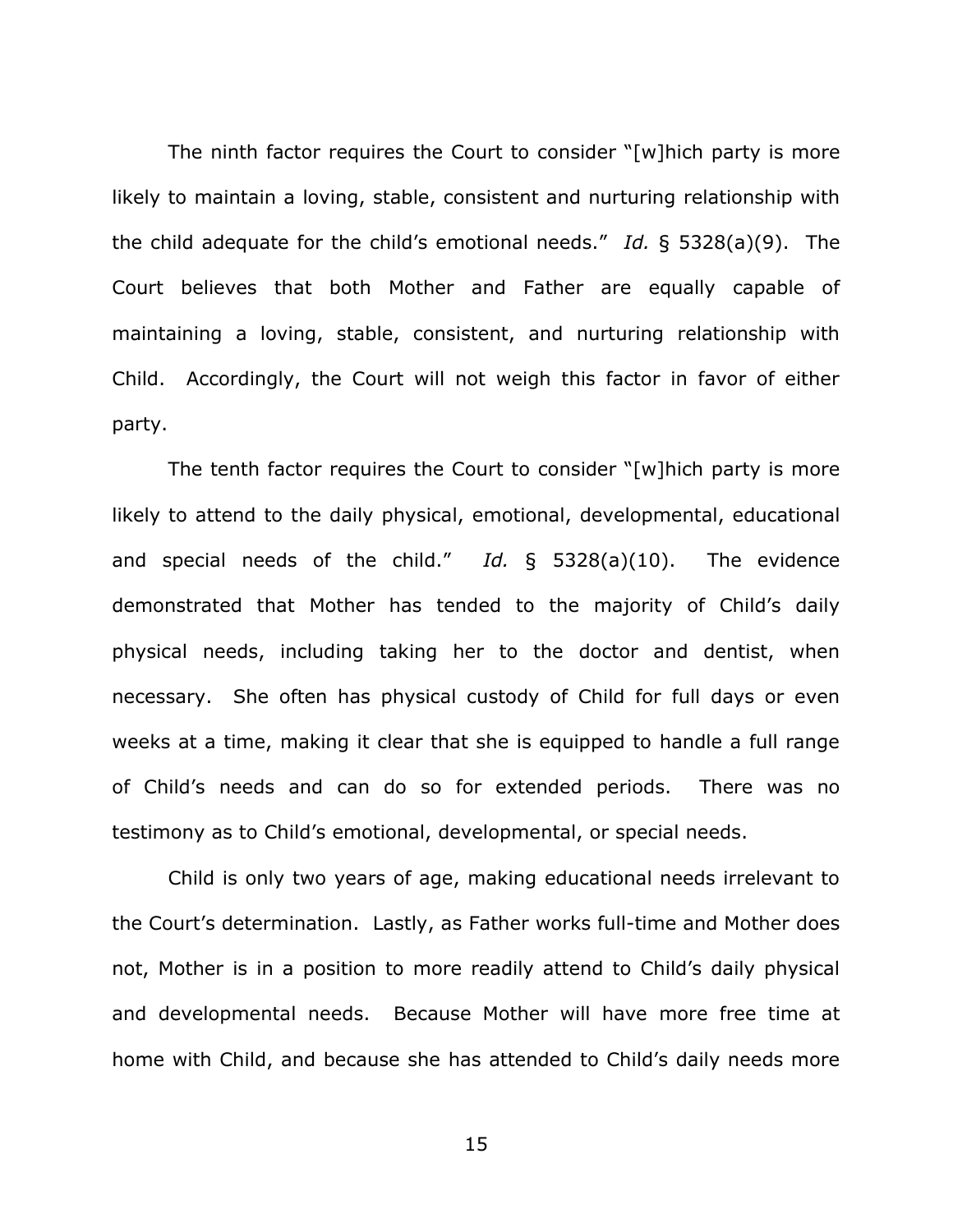The ninth factor requires the Court to consider "[w]hich party is more likely to maintain a loving, stable, consistent and nurturing relationship with the child adequate for the child's emotional needs." *Id.* § 5328(a)(9). The Court believes that both Mother and Father are equally capable of maintaining a loving, stable, consistent, and nurturing relationship with Child. Accordingly, the Court will not weigh this factor in favor of either party.

The tenth factor requires the Court to consider "[w]hich party is more likely to attend to the daily physical, emotional, developmental, educational and special needs of the child." *Id.* § 5328(a)(10). The evidence demonstrated that Mother has tended to the majority of Child's daily physical needs, including taking her to the doctor and dentist, when necessary. She often has physical custody of Child for full days or even weeks at a time, making it clear that she is equipped to handle a full range of Child's needs and can do so for extended periods. There was no testimony as to Child's emotional, developmental, or special needs.

Child is only two years of age, making educational needs irrelevant to the Court's determination. Lastly, as Father works full-time and Mother does not, Mother is in a position to more readily attend to Child's daily physical and developmental needs. Because Mother will have more free time at home with Child, and because she has attended to Child's daily needs more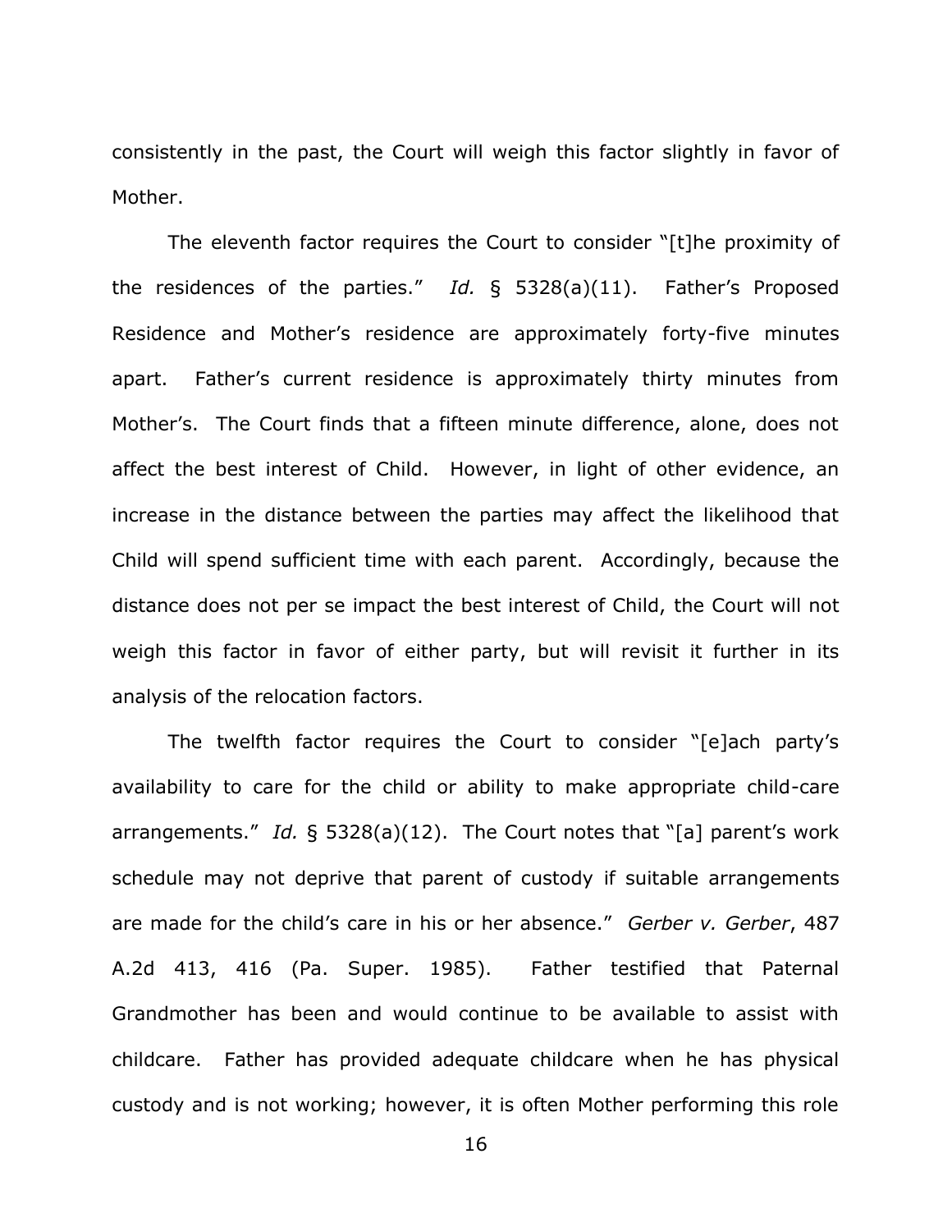consistently in the past, the Court will weigh this factor slightly in favor of Mother.

The eleventh factor requires the Court to consider "[t]he proximity of the residences of the parties." *Id.* § 5328(a)(11). Father's Proposed Residence and Mother's residence are approximately forty-five minutes apart. Father's current residence is approximately thirty minutes from Mother's. The Court finds that a fifteen minute difference, alone, does not affect the best interest of Child. However, in light of other evidence, an increase in the distance between the parties may affect the likelihood that Child will spend sufficient time with each parent. Accordingly, because the distance does not per se impact the best interest of Child, the Court will not weigh this factor in favor of either party, but will revisit it further in its analysis of the relocation factors.

The twelfth factor requires the Court to consider "[e]ach party's availability to care for the child or ability to make appropriate child-care arrangements." *Id.* § 5328(a)(12). The Court notes that "[a] parent's work schedule may not deprive that parent of custody if suitable arrangements are made for the child's care in his or her absence." *Gerber v. Gerber*, 487 A.2d 413, 416 (Pa. Super. 1985). Father testified that Paternal Grandmother has been and would continue to be available to assist with childcare. Father has provided adequate childcare when he has physical custody and is not working; however, it is often Mother performing this role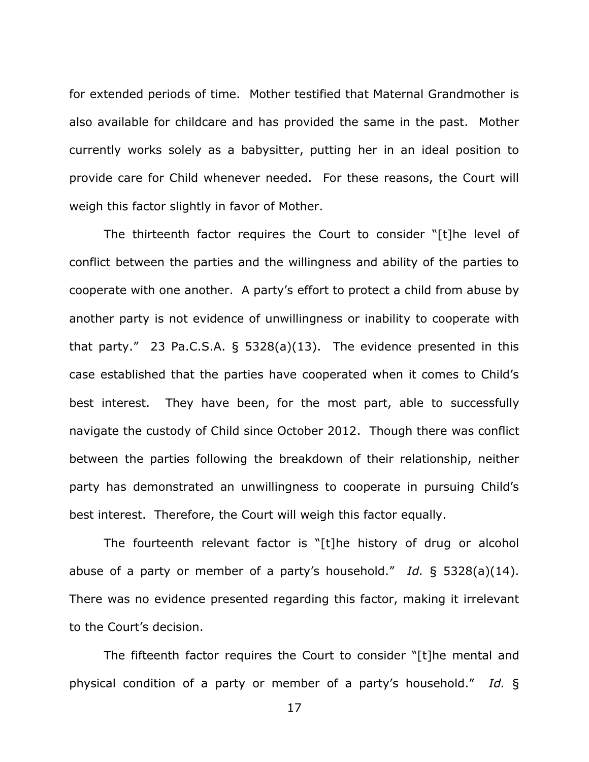for extended periods of time. Mother testified that Maternal Grandmother is also available for childcare and has provided the same in the past. Mother currently works solely as a babysitter, putting her in an ideal position to provide care for Child whenever needed. For these reasons, the Court will weigh this factor slightly in favor of Mother.

The thirteenth factor requires the Court to consider "[t]he level of conflict between the parties and the willingness and ability of the parties to cooperate with one another. A party's effort to protect a child from abuse by another party is not evidence of unwillingness or inability to cooperate with that party." 23 Pa.C.S.A. § 5328(a)(13). The evidence presented in this case established that the parties have cooperated when it comes to Child's best interest. They have been, for the most part, able to successfully navigate the custody of Child since October 2012. Though there was conflict between the parties following the breakdown of their relationship, neither party has demonstrated an unwillingness to cooperate in pursuing Child's best interest. Therefore, the Court will weigh this factor equally.

The fourteenth relevant factor is "[t]he history of drug or alcohol abuse of a party or member of a party's household." *Id.* § 5328(a)(14). There was no evidence presented regarding this factor, making it irrelevant to the Court's decision.

The fifteenth factor requires the Court to consider "[t]he mental and physical condition of a party or member of a party's household." *Id.* §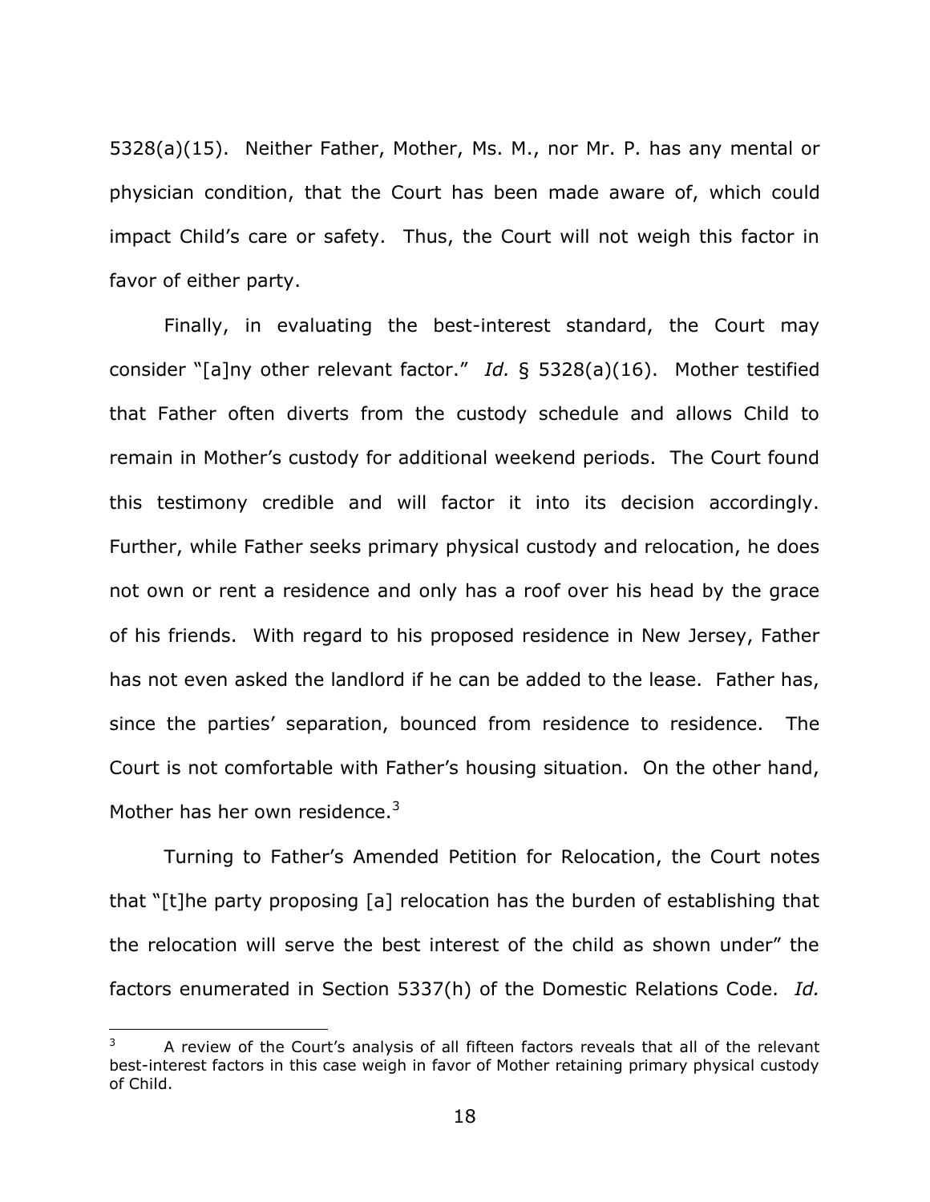5328(a)(15). Neither Father, Mother, Ms. M., nor Mr. P. has any mental or physician condition, that the Court has been made aware of, which could impact Child's care or safety. Thus, the Court will not weigh this factor in favor of either party.

Finally, in evaluating the best-interest standard, the Court may consider "[a]ny other relevant factor." *Id.* § 5328(a)(16). Mother testified that Father often diverts from the custody schedule and allows Child to remain in Mother's custody for additional weekend periods. The Court found this testimony credible and will factor it into its decision accordingly. Further, while Father seeks primary physical custody and relocation, he does not own or rent a residence and only has a roof over his head by the grace of his friends. With regard to his proposed residence in New Jersey, Father has not even asked the landlord if he can be added to the lease. Father has, since the parties' separation, bounced from residence to residence. The Court is not comfortable with Father's housing situation. On the other hand, Mother has her own residence.[3]

Turning to Father's Amended Petition for Relocation, the Court notes that "[t]he party proposing [a] relocation has the burden of establishing that the relocation will serve the best interest of the child as shown under" the factors enumerated in Section 5337(h) of the Domestic Relations Code. *Id.*

---

[3] A review of the Court's analysis of all fifteen factors reveals that all of the relevant best-interest factors in this case weigh in favor of Mother retaining primary physical custody of Child.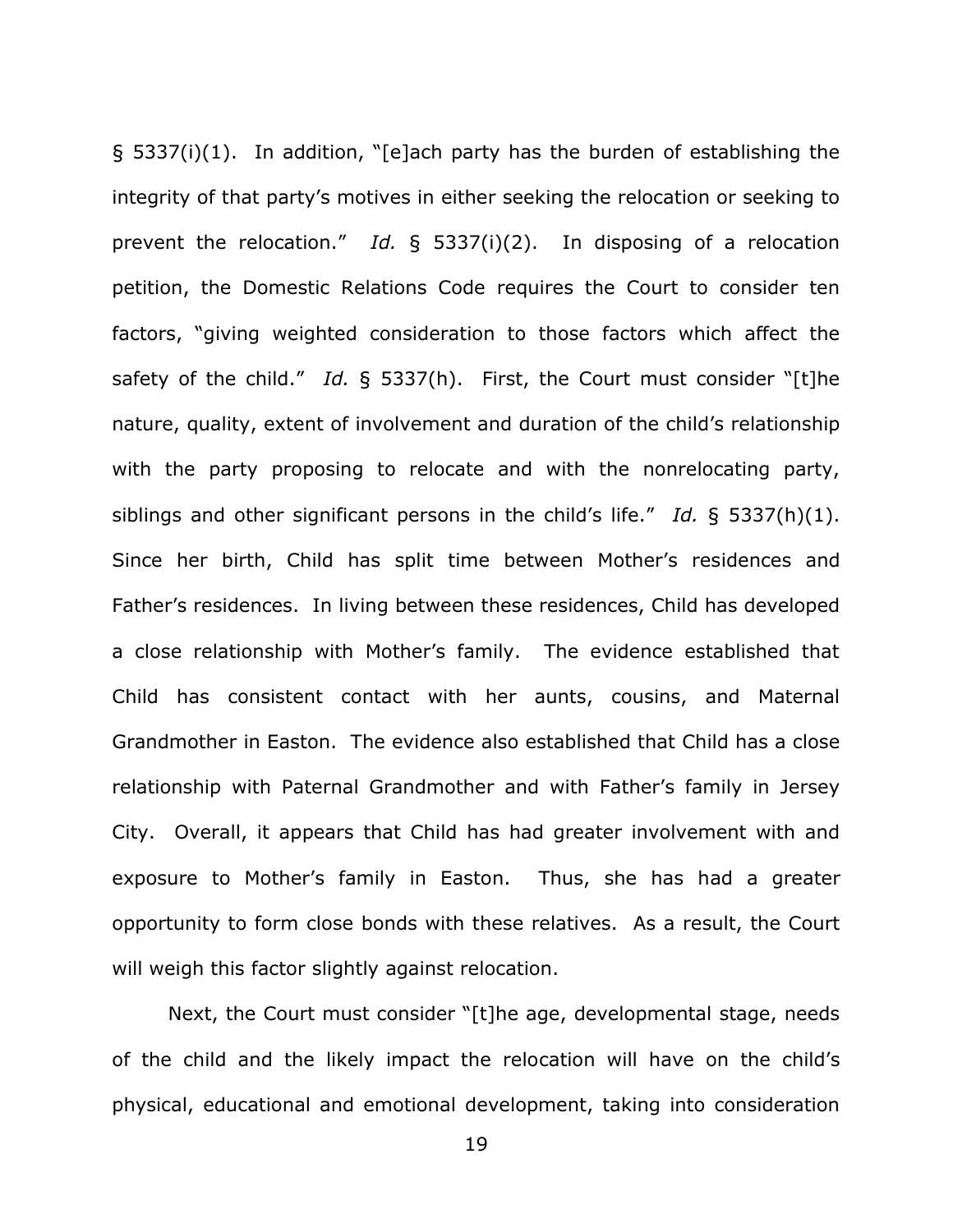§ 5337(i)(1). In addition, "[e]ach party has the burden of establishing the integrity of that party's motives in either seeking the relocation or seeking to prevent the relocation." *Id.* § 5337(i)(2). In disposing of a relocation petition, the Domestic Relations Code requires the Court to consider ten factors, "giving weighted consideration to those factors which affect the safety of the child." *Id.* § 5337(h). First, the Court must consider "[t]he nature, quality, extent of involvement and duration of the child's relationship with the party proposing to relocate and with the nonrelocating party, siblings and other significant persons in the child's life." *Id.* § 5337(h)(1). Since her birth, Child has split time between Mother's residences and Father's residences. In living between these residences, Child has developed a close relationship with Mother's family. The evidence established that Child has consistent contact with her aunts, cousins, and Maternal Grandmother in Easton. The evidence also established that Child has a close relationship with Paternal Grandmother and with Father's family in Jersey City. Overall, it appears that Child has had greater involvement with and exposure to Mother's family in Easton. Thus, she has had a greater opportunity to form close bonds with these relatives. As a result, the Court will weigh this factor slightly against relocation.

Next, the Court must consider "[t]he age, developmental stage, needs of the child and the likely impact the relocation will have on the child's physical, educational and emotional development, taking into consideration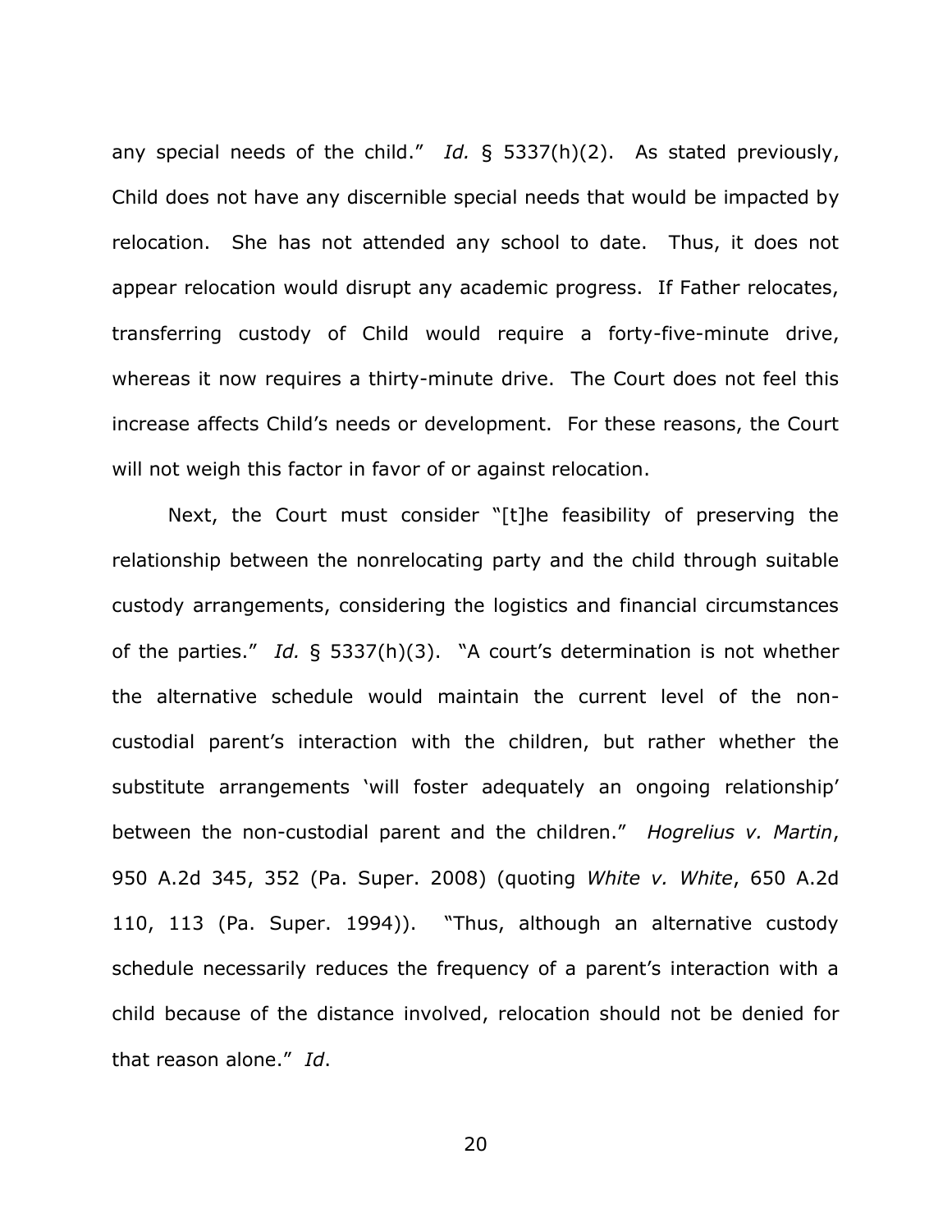any special needs of the child." *Id.* § 5337(h)(2). As stated previously, Child does not have any discernible special needs that would be impacted by relocation. She has not attended any school to date. Thus, it does not appear relocation would disrupt any academic progress. If Father relocates, transferring custody of Child would require a forty-five-minute drive, whereas it now requires a thirty-minute drive. The Court does not feel this increase affects Child's needs or development. For these reasons, the Court will not weigh this factor in favor of or against relocation.

Next, the Court must consider "[t]he feasibility of preserving the relationship between the nonrelocating party and the child through suitable custody arrangements, considering the logistics and financial circumstances of the parties." *Id.* § 5337(h)(3). "A court's determination is not whether the alternative schedule would maintain the current level of the non-custodial parent's interaction with the children, but rather whether the substitute arrangements 'will foster adequately an ongoing relationship' between the non-custodial parent and the children." *Hogrelius v. Martin*, 950 A.2d 345, 352 (Pa. Super. 2008) (quoting *White v. White*, 650 A.2d 110, 113 (Pa. Super. 1994)). "Thus, although an alternative custody schedule necessarily reduces the frequency of a parent's interaction with a child because of the distance involved, relocation should not be denied for that reason alone." *Id*.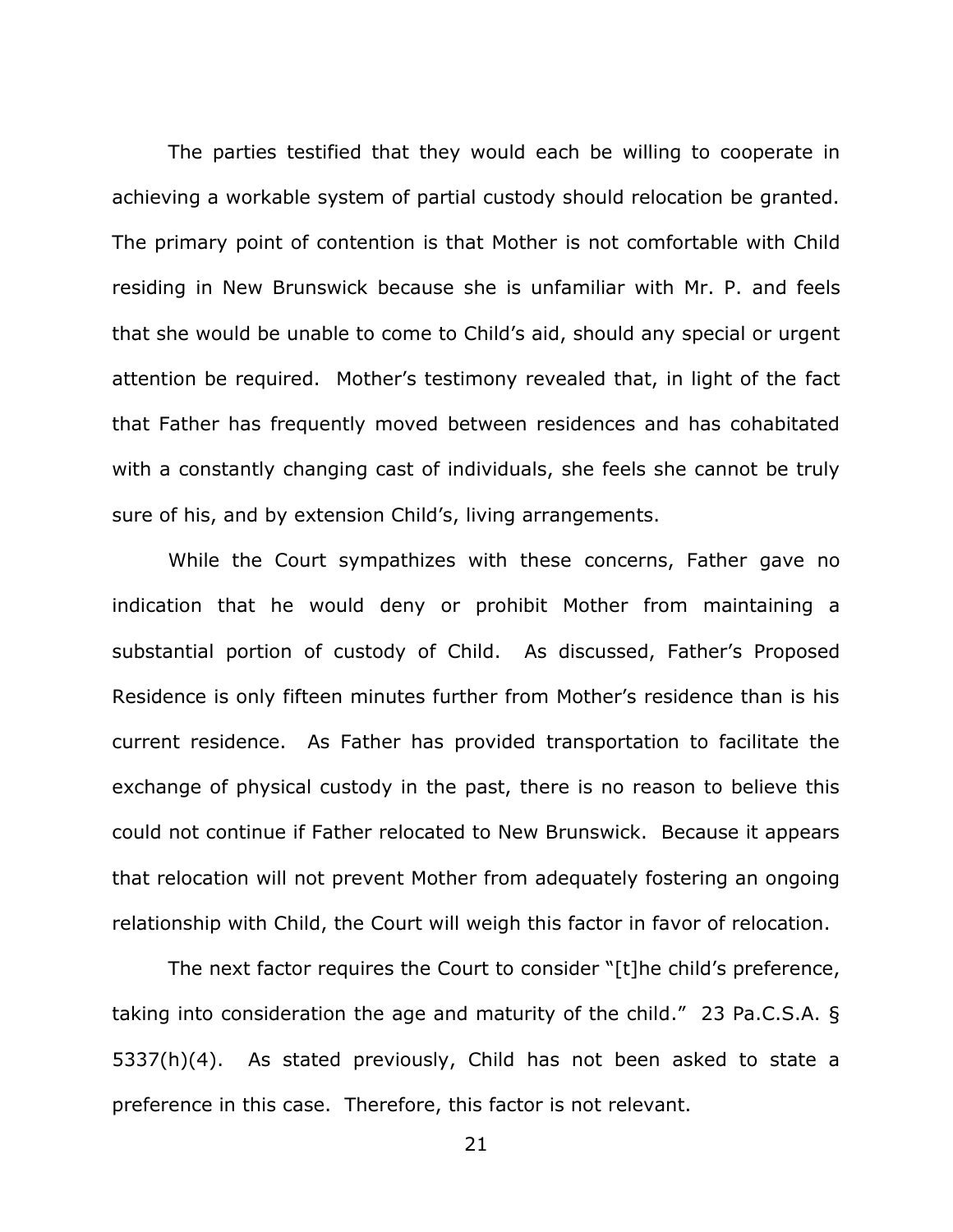The parties testified that they would each be willing to cooperate in achieving a workable system of partial custody should relocation be granted. The primary point of contention is that Mother is not comfortable with Child residing in New Brunswick because she is unfamiliar with Mr. P. and feels that she would be unable to come to Child's aid, should any special or urgent attention be required. Mother's testimony revealed that, in light of the fact that Father has frequently moved between residences and has cohabitated with a constantly changing cast of individuals, she feels she cannot be truly sure of his, and by extension Child's, living arrangements.

While the Court sympathizes with these concerns, Father gave no indication that he would deny or prohibit Mother from maintaining a substantial portion of custody of Child. As discussed, Father's Proposed Residence is only fifteen minutes further from Mother's residence than is his current residence. As Father has provided transportation to facilitate the exchange of physical custody in the past, there is no reason to believe this could not continue if Father relocated to New Brunswick. Because it appears that relocation will not prevent Mother from adequately fostering an ongoing relationship with Child, the Court will weigh this factor in favor of relocation.

The next factor requires the Court to consider "[t]he child's preference, taking into consideration the age and maturity of the child." 23 Pa.C.S.A. § 5337(h)(4). As stated previously, Child has not been asked to state a preference in this case. Therefore, this factor is not relevant.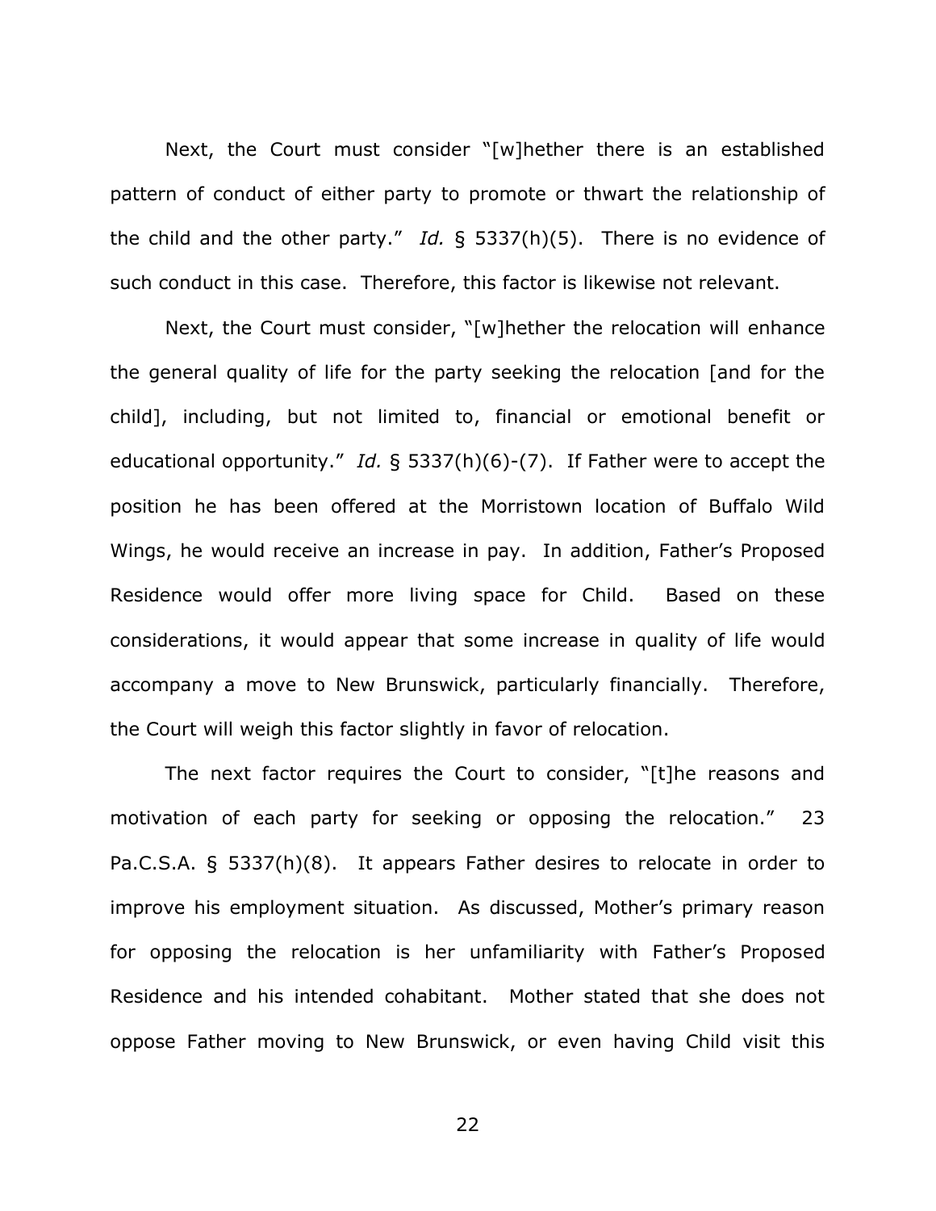Next, the Court must consider "[w]hether there is an established pattern of conduct of either party to promote or thwart the relationship of the child and the other party." *Id.* § 5337(h)(5). There is no evidence of such conduct in this case. Therefore, this factor is likewise not relevant.

Next, the Court must consider, "[w]hether the relocation will enhance the general quality of life for the party seeking the relocation [and for the child], including, but not limited to, financial or emotional benefit or educational opportunity." *Id.* § 5337(h)(6)-(7). If Father were to accept the position he has been offered at the Morristown location of Buffalo Wild Wings, he would receive an increase in pay. In addition, Father's Proposed Residence would offer more living space for Child. Based on these considerations, it would appear that some increase in quality of life would accompany a move to New Brunswick, particularly financially. Therefore, the Court will weigh this factor slightly in favor of relocation.

The next factor requires the Court to consider, "[t]he reasons and motivation of each party for seeking or opposing the relocation." 23 Pa.C.S.A. § 5337(h)(8). It appears Father desires to relocate in order to improve his employment situation. As discussed, Mother's primary reason for opposing the relocation is her unfamiliarity with Father's Proposed Residence and his intended cohabitant. Mother stated that she does not oppose Father moving to New Brunswick, or even having Child visit this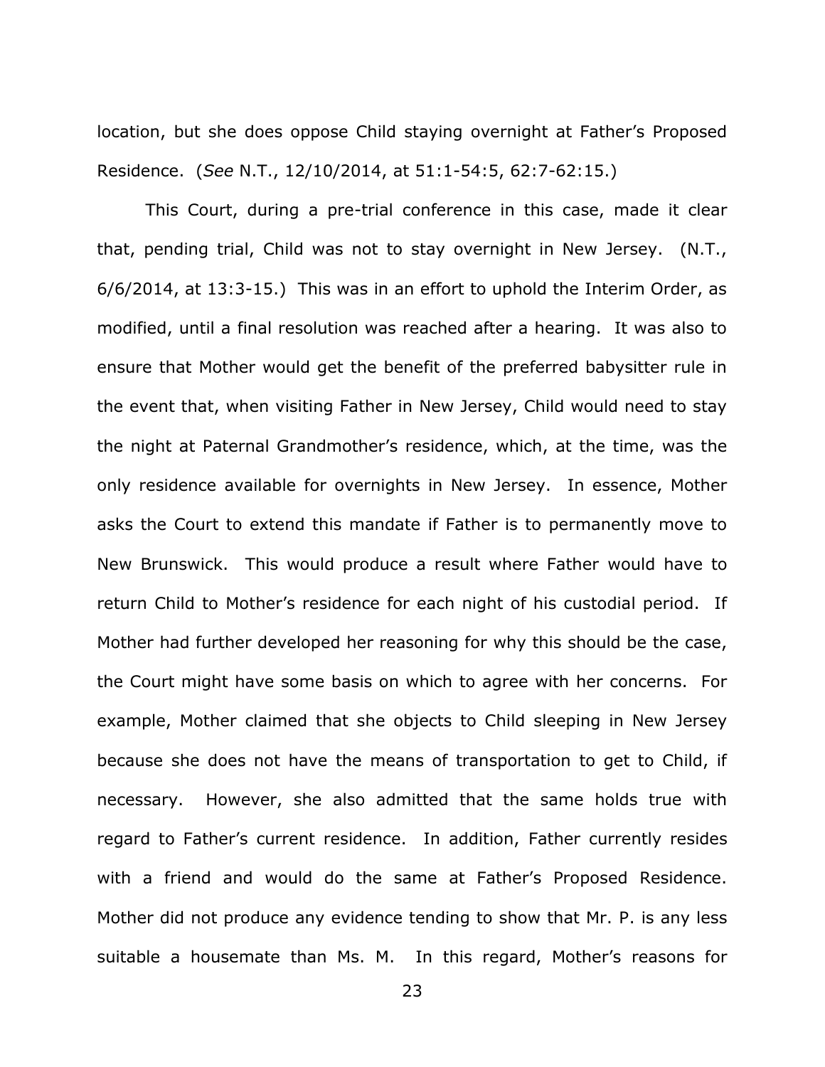location, but she does oppose Child staying overnight at Father's Proposed Residence. (*See* N.T., 12/10/2014, at 51:1-54:5, 62:7-62:15.)

This Court, during a pre-trial conference in this case, made it clear that, pending trial, Child was not to stay overnight in New Jersey. (N.T., 6/6/2014, at 13:3-15.) This was in an effort to uphold the Interim Order, as modified, until a final resolution was reached after a hearing. It was also to ensure that Mother would get the benefit of the preferred babysitter rule in the event that, when visiting Father in New Jersey, Child would need to stay the night at Paternal Grandmother's residence, which, at the time, was the only residence available for overnights in New Jersey. In essence, Mother asks the Court to extend this mandate if Father is to permanently move to New Brunswick. This would produce a result where Father would have to return Child to Mother's residence for each night of his custodial period. If Mother had further developed her reasoning for why this should be the case, the Court might have some basis on which to agree with her concerns. For example, Mother claimed that she objects to Child sleeping in New Jersey because she does not have the means of transportation to get to Child, if necessary. However, she also admitted that the same holds true with regard to Father's current residence. In addition, Father currently resides with a friend and would do the same at Father's Proposed Residence. Mother did not produce any evidence tending to show that Mr. P. is any less suitable a housemate than Ms. M. In this regard, Mother's reasons for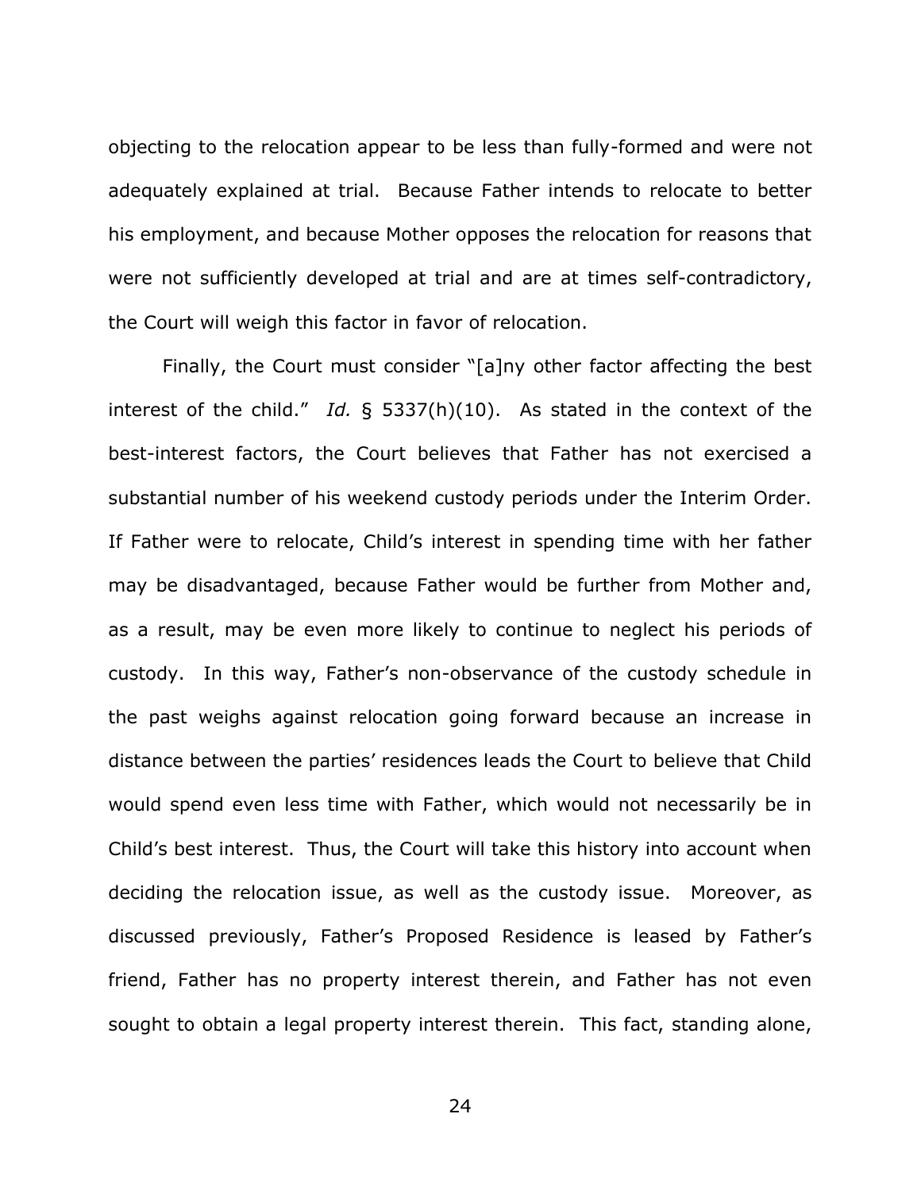objecting to the relocation appear to be less than fully-formed and were not adequately explained at trial. Because Father intends to relocate to better his employment, and because Mother opposes the relocation for reasons that were not sufficiently developed at trial and are at times self-contradictory, the Court will weigh this factor in favor of relocation.

Finally, the Court must consider "[a]ny other factor affecting the best interest of the child." *Id.* § 5337(h)(10). As stated in the context of the best-interest factors, the Court believes that Father has not exercised a substantial number of his weekend custody periods under the Interim Order. If Father were to relocate, Child's interest in spending time with her father may be disadvantaged, because Father would be further from Mother and, as a result, may be even more likely to continue to neglect his periods of custody. In this way, Father's non-observance of the custody schedule in the past weighs against relocation going forward because an increase in distance between the parties' residences leads the Court to believe that Child would spend even less time with Father, which would not necessarily be in Child's best interest. Thus, the Court will take this history into account when deciding the relocation issue, as well as the custody issue. Moreover, as discussed previously, Father's Proposed Residence is leased by Father's friend, Father has no property interest therein, and Father has not even sought to obtain a legal property interest therein. This fact, standing alone,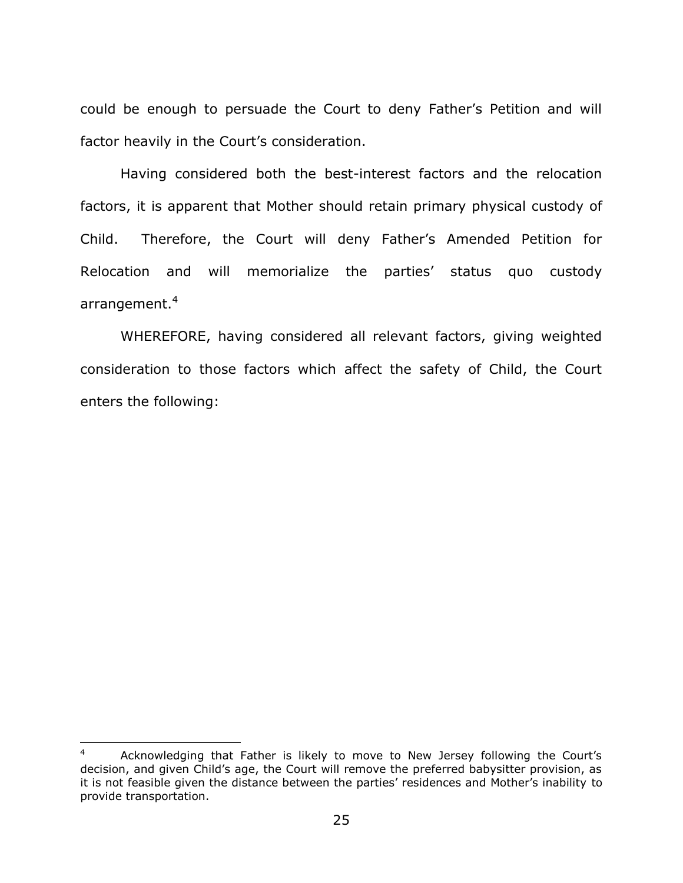could be enough to persuade the Court to deny Father's Petition and will factor heavily in the Court's consideration.

Having considered both the best-interest factors and the relocation factors, it is apparent that Mother should retain primary physical custody of Child. Therefore, the Court will deny Father's Amended Petition for Relocation and will memorialize the parties' status quo custody arrangement.[4]

WHEREFORE, having considered all relevant factors, giving weighted consideration to those factors which affect the safety of Child, the Court enters the following:

---

[4] Acknowledging that Father is likely to move to New Jersey following the Court's decision, and given Child's age, the Court will remove the preferred babysitter provision, as it is not feasible given the distance between the parties' residences and Mother's inability to provide transportation.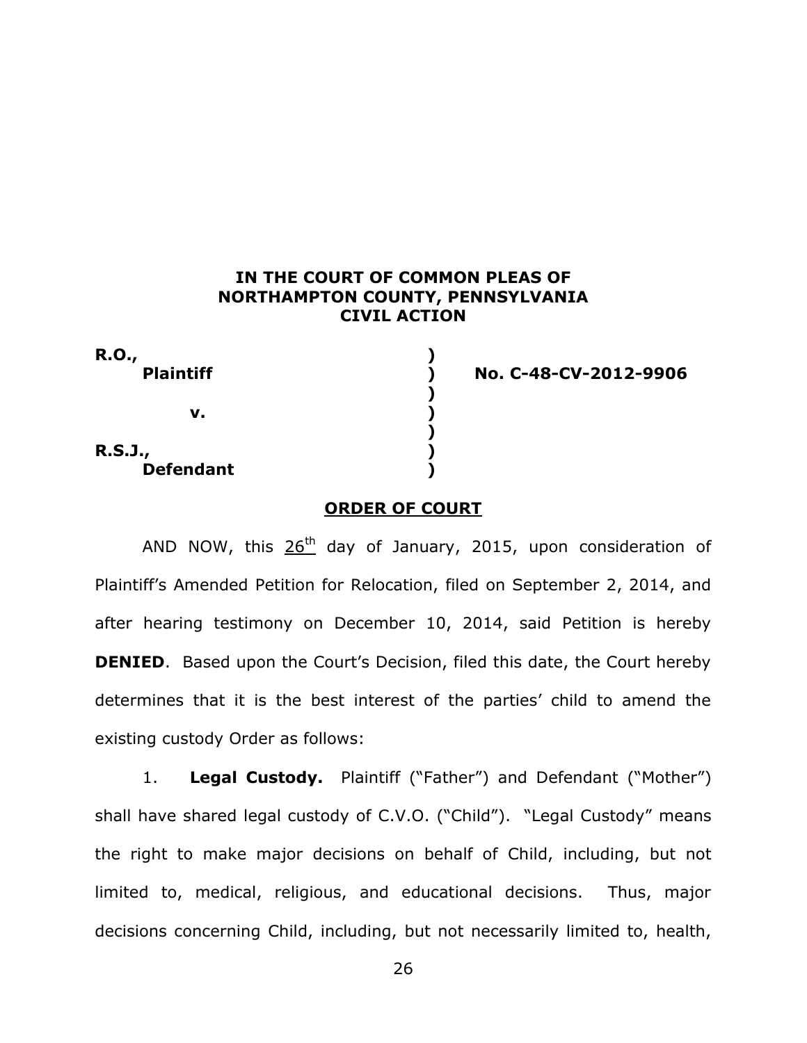**IN THE COURT OF COMMON PLEAS OF NORTHAMPTON COUNTY, PENNSYLVANIA CIVIL ACTION**

| | | |
|---|---|---|
| **R.O.,** | ) | |
| **Plaintiff** | ) | **No. C-48-CV-2012-9906** |
| | ) | |
| **v.** | ) | |
| | ) | |
| **R.S.J.,** | ) | |
| **Defendant** | ) | |

## ORDER OF COURT

AND NOW, this 26th day of January, 2015, upon consideration of Plaintiff's Amended Petition for Relocation, filed on September 2, 2014, and after hearing testimony on December 10, 2014, said Petition is hereby **DENIED**. Based upon the Court's Decision, filed this date, the Court hereby determines that it is the best interest of the parties' child to amend the existing custody Order as follows:

1. **Legal Custody.** Plaintiff ("Father") and Defendant ("Mother") shall have shared legal custody of C.V.O. ("Child"). "Legal Custody" means the right to make major decisions on behalf of Child, including, but not limited to, medical, religious, and educational decisions. Thus, major decisions concerning Child, including, but not necessarily limited to, health,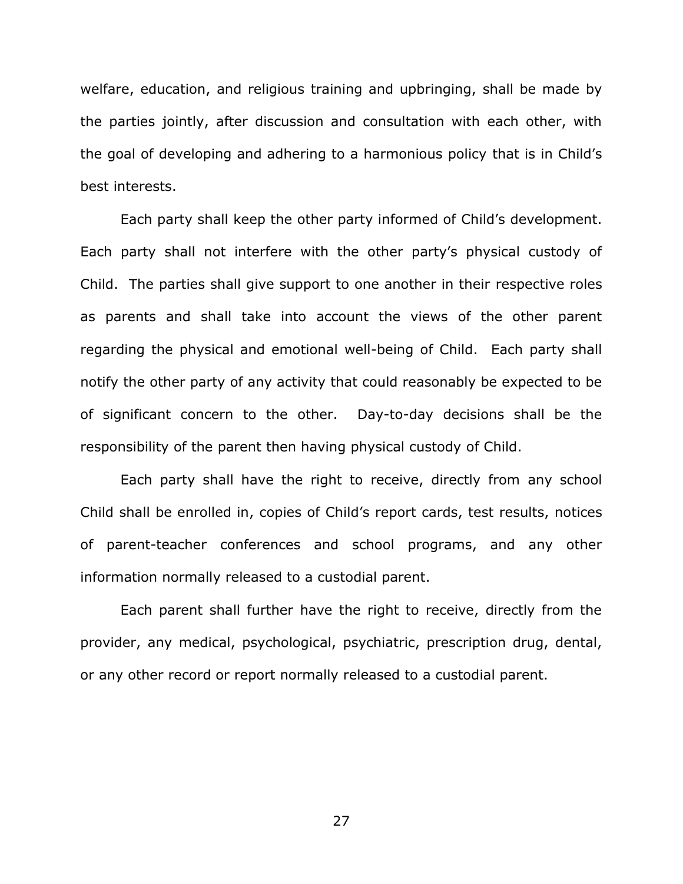welfare, education, and religious training and upbringing, shall be made by the parties jointly, after discussion and consultation with each other, with the goal of developing and adhering to a harmonious policy that is in Child's best interests.

Each party shall keep the other party informed of Child's development. Each party shall not interfere with the other party's physical custody of Child. The parties shall give support to one another in their respective roles as parents and shall take into account the views of the other parent regarding the physical and emotional well-being of Child. Each party shall notify the other party of any activity that could reasonably be expected to be of significant concern to the other. Day-to-day decisions shall be the responsibility of the parent then having physical custody of Child.

Each party shall have the right to receive, directly from any school Child shall be enrolled in, copies of Child's report cards, test results, notices of parent-teacher conferences and school programs, and any other information normally released to a custodial parent.

Each parent shall further have the right to receive, directly from the provider, any medical, psychological, psychiatric, prescription drug, dental, or any other record or report normally released to a custodial parent.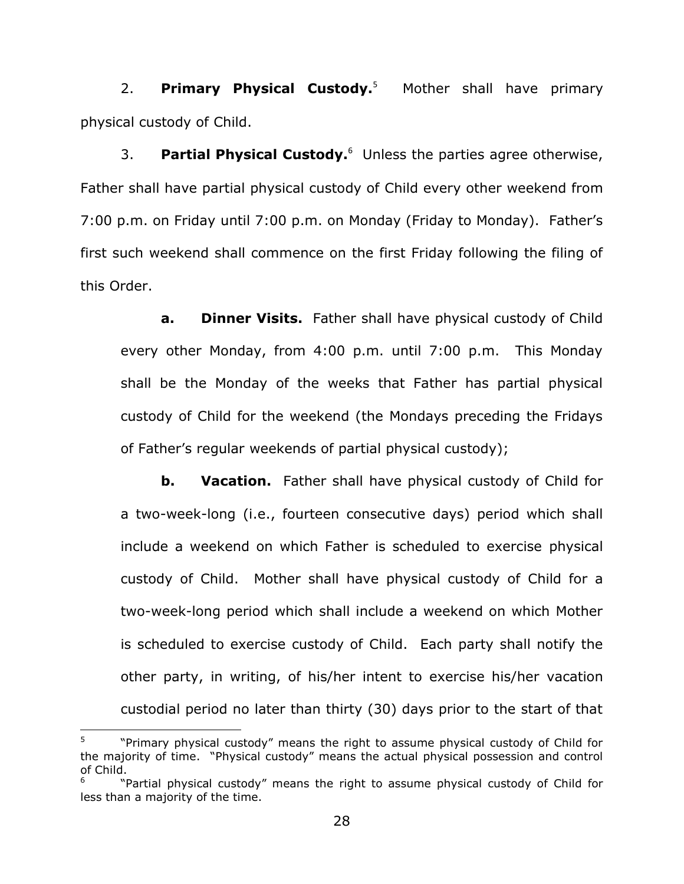2. **Primary Physical Custody.**[5] Mother shall have primary physical custody of Child.

3. **Partial Physical Custody.**[6] Unless the parties agree otherwise, Father shall have partial physical custody of Child every other weekend from 7:00 p.m. on Friday until 7:00 p.m. on Monday (Friday to Monday). Father's first such weekend shall commence on the first Friday following the filing of this Order.

**a. Dinner Visits.** Father shall have physical custody of Child every other Monday, from 4:00 p.m. until 7:00 p.m. This Monday shall be the Monday of the weeks that Father has partial physical custody of Child for the weekend (the Mondays preceding the Fridays of Father's regular weekends of partial physical custody);

**b. Vacation.** Father shall have physical custody of Child for a two-week-long (i.e., fourteen consecutive days) period which shall include a weekend on which Father is scheduled to exercise physical custody of Child. Mother shall have physical custody of Child for a two-week-long period which shall include a weekend on which Mother is scheduled to exercise custody of Child. Each party shall notify the other party, in writing, of his/her intent to exercise his/her vacation custodial period no later than thirty (30) days prior to the start of that

---

[5] "Primary physical custody" means the right to assume physical custody of Child for the majority of time. "Physical custody" means the actual physical possession and control of Child.

[6] "Partial physical custody" means the right to assume physical custody of Child for less than a majority of the time.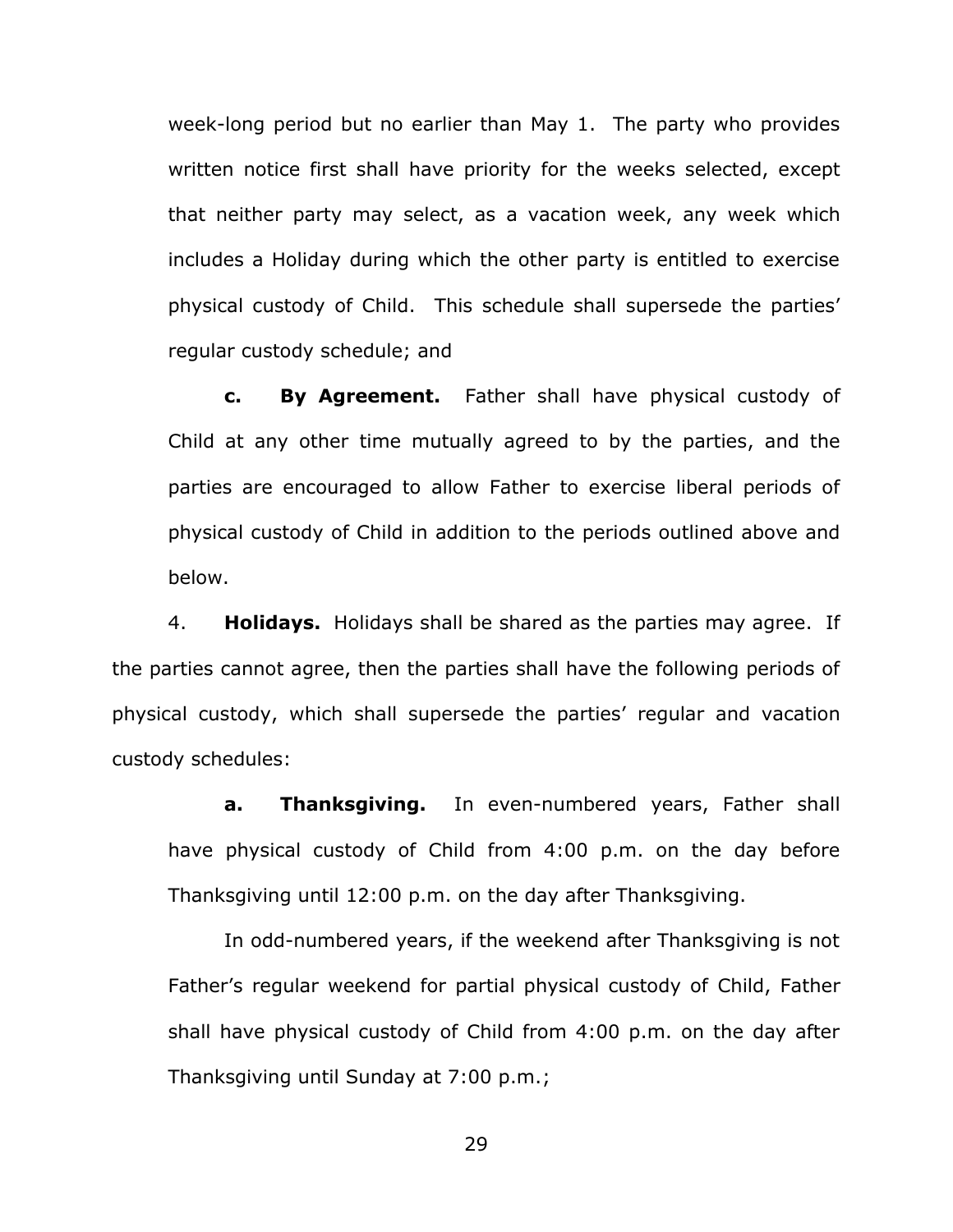week-long period but no earlier than May 1. The party who provides written notice first shall have priority for the weeks selected, except that neither party may select, as a vacation week, any week which includes a Holiday during which the other party is entitled to exercise physical custody of Child. This schedule shall supersede the parties' regular custody schedule; and

**c. By Agreement.** Father shall have physical custody of Child at any other time mutually agreed to by the parties, and the parties are encouraged to allow Father to exercise liberal periods of physical custody of Child in addition to the periods outlined above and below.

4. **Holidays.** Holidays shall be shared as the parties may agree. If the parties cannot agree, then the parties shall have the following periods of physical custody, which shall supersede the parties' regular and vacation custody schedules:

**a. Thanksgiving.** In even-numbered years, Father shall have physical custody of Child from 4:00 p.m. on the day before Thanksgiving until 12:00 p.m. on the day after Thanksgiving.

In odd-numbered years, if the weekend after Thanksgiving is not Father's regular weekend for partial physical custody of Child, Father shall have physical custody of Child from 4:00 p.m. on the day after Thanksgiving until Sunday at 7:00 p.m.;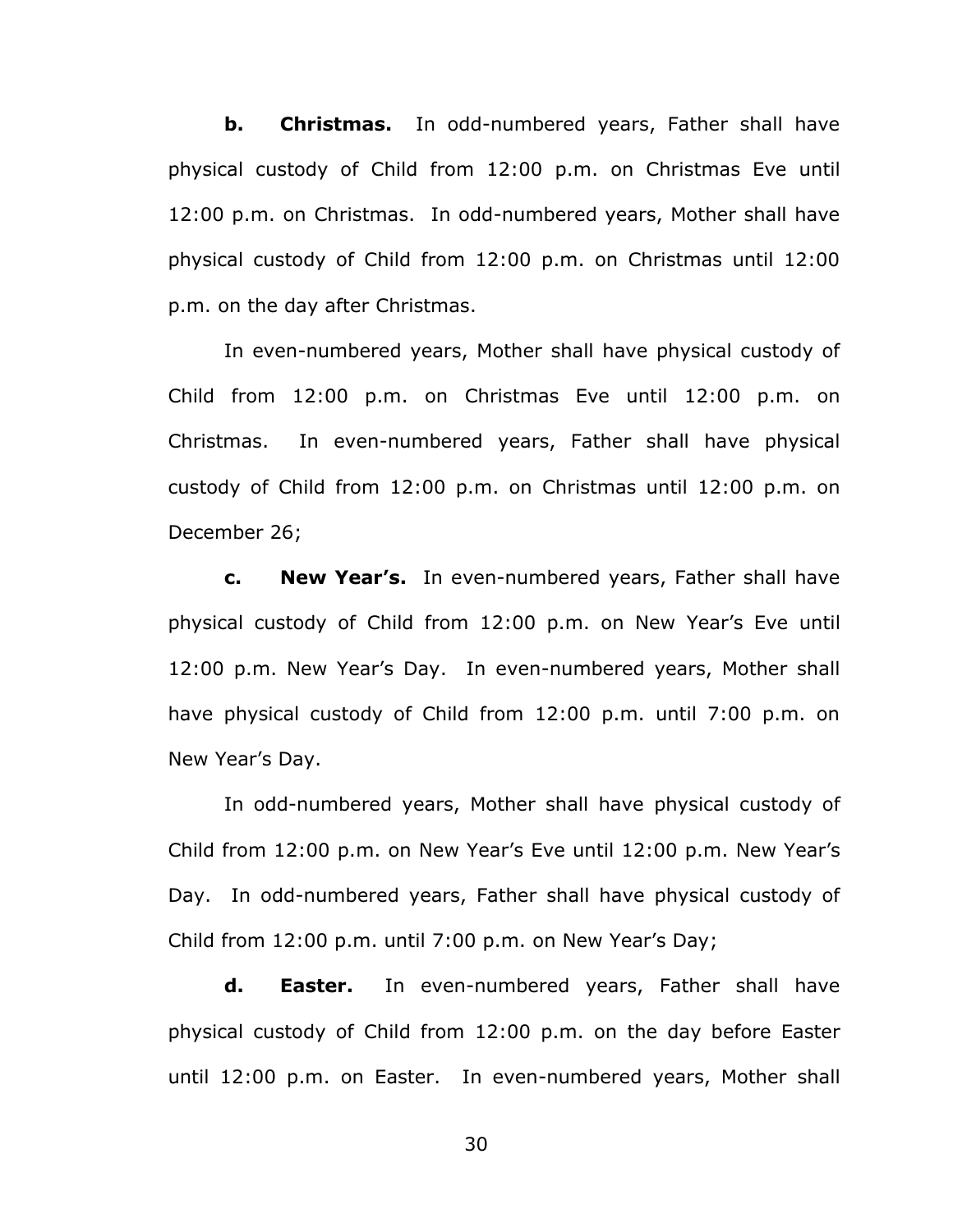**b. Christmas.** In odd-numbered years, Father shall have physical custody of Child from 12:00 p.m. on Christmas Eve until 12:00 p.m. on Christmas. In odd-numbered years, Mother shall have physical custody of Child from 12:00 p.m. on Christmas until 12:00 p.m. on the day after Christmas.

In even-numbered years, Mother shall have physical custody of Child from 12:00 p.m. on Christmas Eve until 12:00 p.m. on Christmas. In even-numbered years, Father shall have physical custody of Child from 12:00 p.m. on Christmas until 12:00 p.m. on December 26;

**c. New Year's.** In even-numbered years, Father shall have physical custody of Child from 12:00 p.m. on New Year's Eve until 12:00 p.m. New Year's Day. In even-numbered years, Mother shall have physical custody of Child from 12:00 p.m. until 7:00 p.m. on New Year's Day.

In odd-numbered years, Mother shall have physical custody of Child from 12:00 p.m. on New Year's Eve until 12:00 p.m. New Year's Day. In odd-numbered years, Father shall have physical custody of Child from 12:00 p.m. until 7:00 p.m. on New Year's Day;

**d. Easter.** In even-numbered years, Father shall have physical custody of Child from 12:00 p.m. on the day before Easter until 12:00 p.m. on Easter. In even-numbered years, Mother shall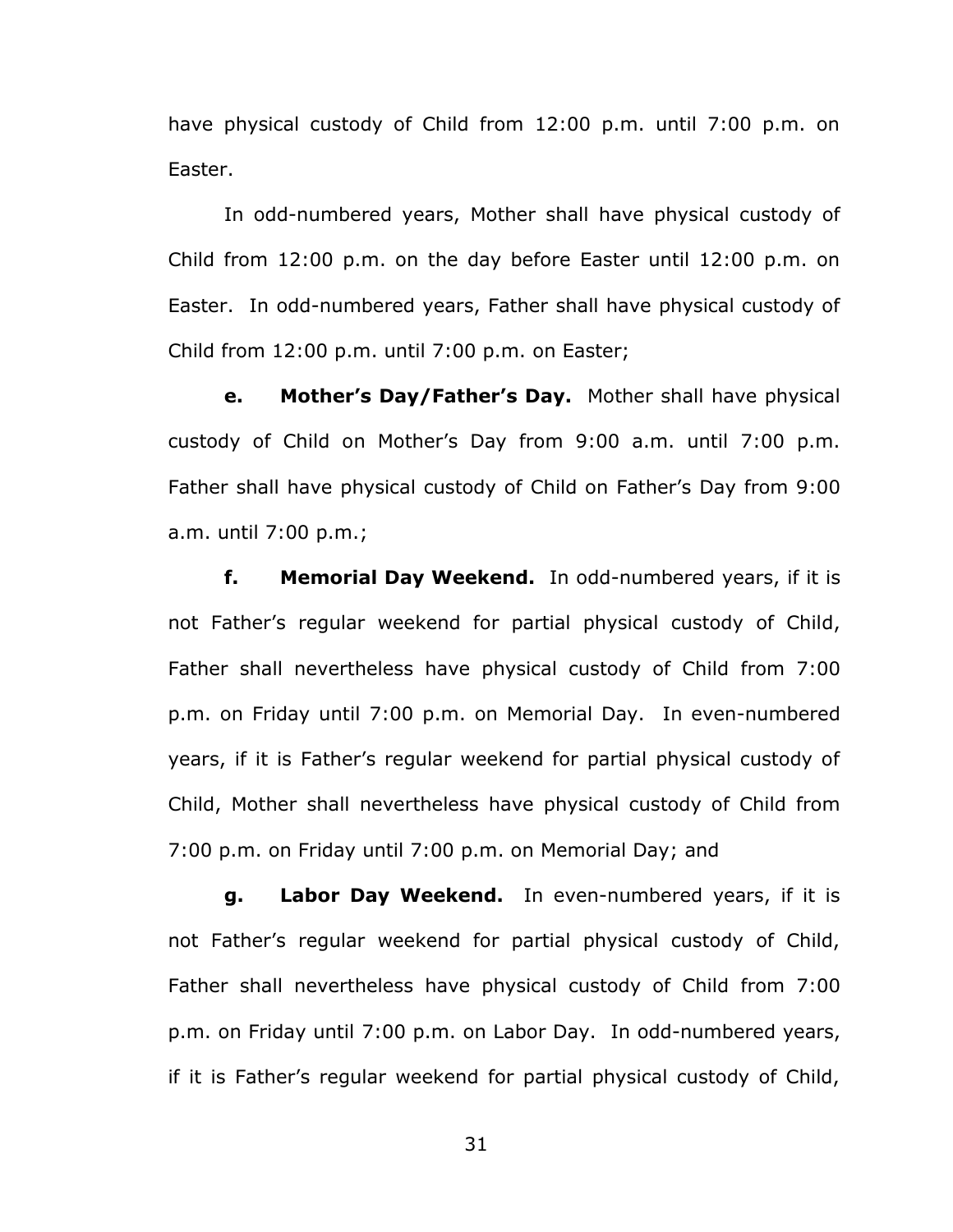have physical custody of Child from 12:00 p.m. until 7:00 p.m. on Easter.

In odd-numbered years, Mother shall have physical custody of Child from 12:00 p.m. on the day before Easter until 12:00 p.m. on Easter. In odd-numbered years, Father shall have physical custody of Child from 12:00 p.m. until 7:00 p.m. on Easter;

**e. Mother's Day/Father's Day.** Mother shall have physical custody of Child on Mother's Day from 9:00 a.m. until 7:00 p.m. Father shall have physical custody of Child on Father's Day from 9:00 a.m. until 7:00 p.m.;

**f. Memorial Day Weekend.** In odd-numbered years, if it is not Father's regular weekend for partial physical custody of Child, Father shall nevertheless have physical custody of Child from 7:00 p.m. on Friday until 7:00 p.m. on Memorial Day. In even-numbered years, if it is Father's regular weekend for partial physical custody of Child, Mother shall nevertheless have physical custody of Child from 7:00 p.m. on Friday until 7:00 p.m. on Memorial Day; and

**g. Labor Day Weekend.** In even-numbered years, if it is not Father's regular weekend for partial physical custody of Child, Father shall nevertheless have physical custody of Child from 7:00 p.m. on Friday until 7:00 p.m. on Labor Day. In odd-numbered years, if it is Father's regular weekend for partial physical custody of Child,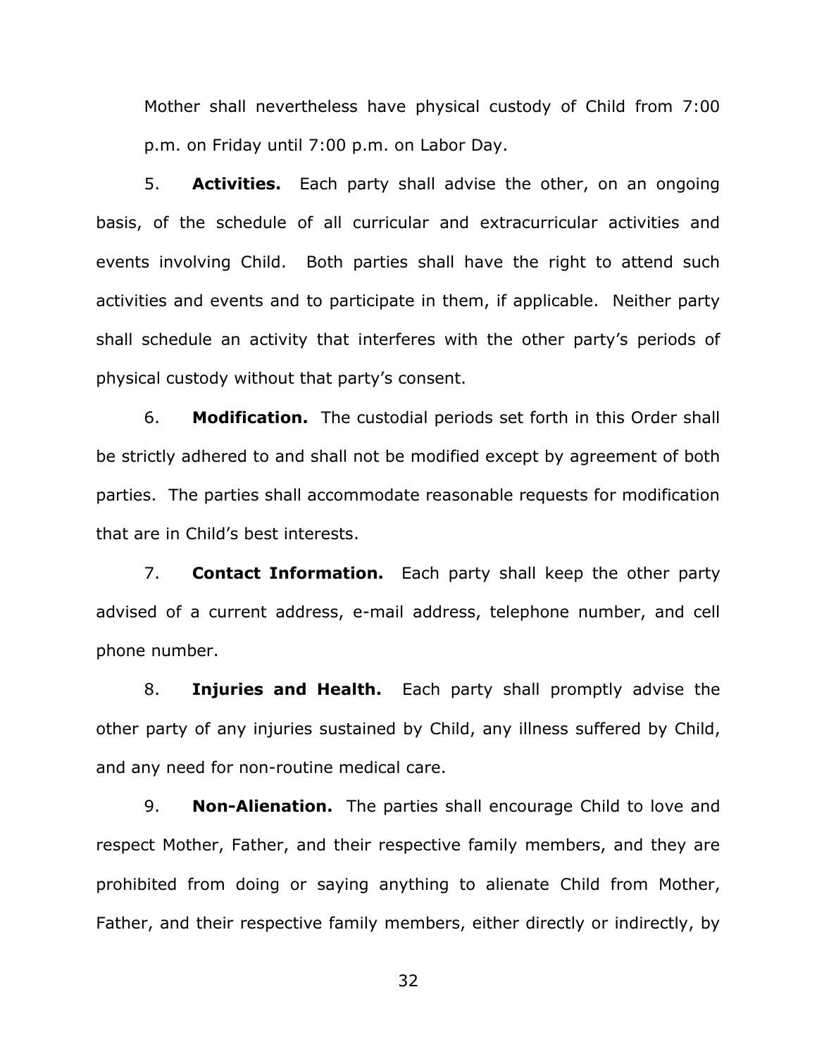Mother shall nevertheless have physical custody of Child from 7:00 p.m. on Friday until 7:00 p.m. on Labor Day.

5. **Activities.** Each party shall advise the other, on an ongoing basis, of the schedule of all curricular and extracurricular activities and events involving Child. Both parties shall have the right to attend such activities and events and to participate in them, if applicable. Neither party shall schedule an activity that interferes with the other party's periods of physical custody without that party's consent.

6. **Modification.** The custodial periods set forth in this Order shall be strictly adhered to and shall not be modified except by agreement of both parties. The parties shall accommodate reasonable requests for modification that are in Child's best interests.

7. **Contact Information.** Each party shall keep the other party advised of a current address, e-mail address, telephone number, and cell phone number.

8. **Injuries and Health.** Each party shall promptly advise the other party of any injuries sustained by Child, any illness suffered by Child, and any need for non-routine medical care.

9. **Non-Alienation.** The parties shall encourage Child to love and respect Mother, Father, and their respective family members, and they are prohibited from doing or saying anything to alienate Child from Mother, Father, and their respective family members, either directly or indirectly, by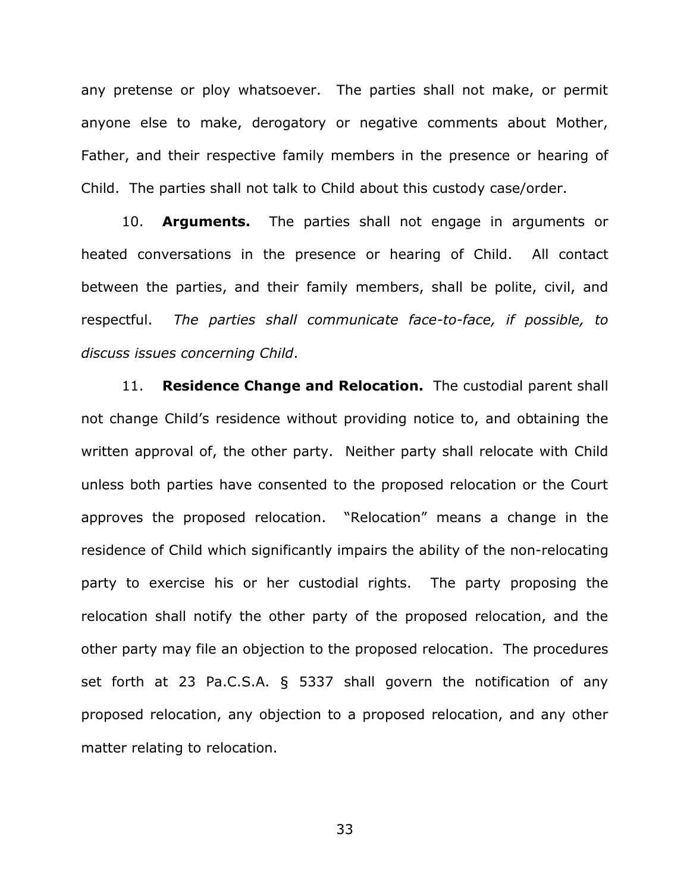any pretense or ploy whatsoever. The parties shall not make, or permit anyone else to make, derogatory or negative comments about Mother, Father, and their respective family members in the presence or hearing of Child. The parties shall not talk to Child about this custody case/order.

10. **Arguments.** The parties shall not engage in arguments or heated conversations in the presence or hearing of Child. All contact between the parties, and their family members, shall be polite, civil, and respectful. *The parties shall communicate face-to-face, if possible, to discuss issues concerning Child*.

11. **Residence Change and Relocation.** The custodial parent shall not change Child's residence without providing notice to, and obtaining the written approval of, the other party. Neither party shall relocate with Child unless both parties have consented to the proposed relocation or the Court approves the proposed relocation. "Relocation" means a change in the residence of Child which significantly impairs the ability of the non-relocating party to exercise his or her custodial rights. The party proposing the relocation shall notify the other party of the proposed relocation, and the other party may file an objection to the proposed relocation. The procedures set forth at 23 Pa.C.S.A. § 5337 shall govern the notification of any proposed relocation, any objection to a proposed relocation, and any other matter relating to relocation.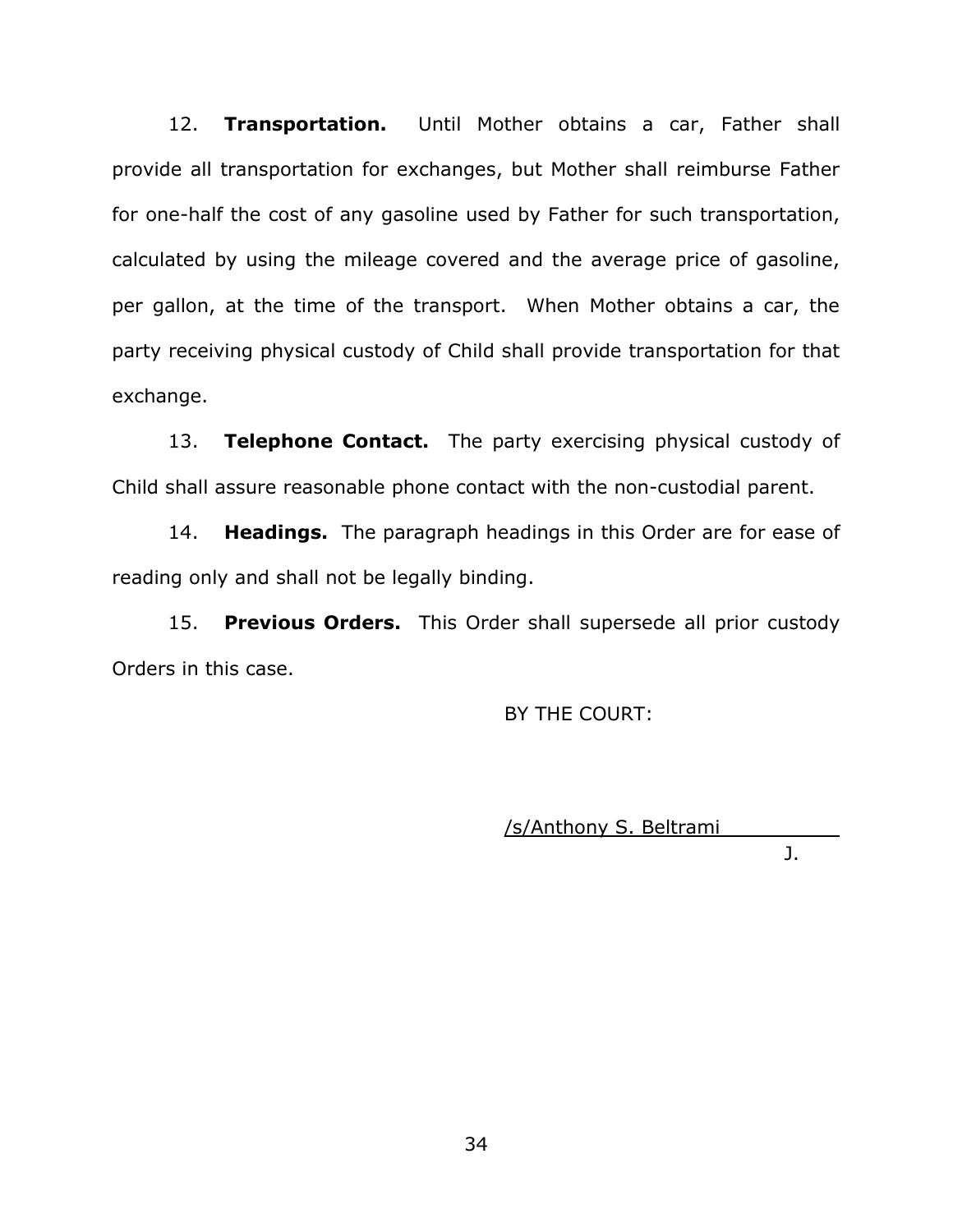12. **Transportation.** Until Mother obtains a car, Father shall provide all transportation for exchanges, but Mother shall reimburse Father for one-half the cost of any gasoline used by Father for such transportation, calculated by using the mileage covered and the average price of gasoline, per gallon, at the time of the transport. When Mother obtains a car, the party receiving physical custody of Child shall provide transportation for that exchange.

13. **Telephone Contact.** The party exercising physical custody of Child shall assure reasonable phone contact with the non-custodial parent.

14. **Headings.** The paragraph headings in this Order are for ease of reading only and shall not be legally binding.

15. **Previous Orders.** This Order shall supersede all prior custody Orders in this case.

BY THE COURT:

/s/Anthony S. Beltrami

J.